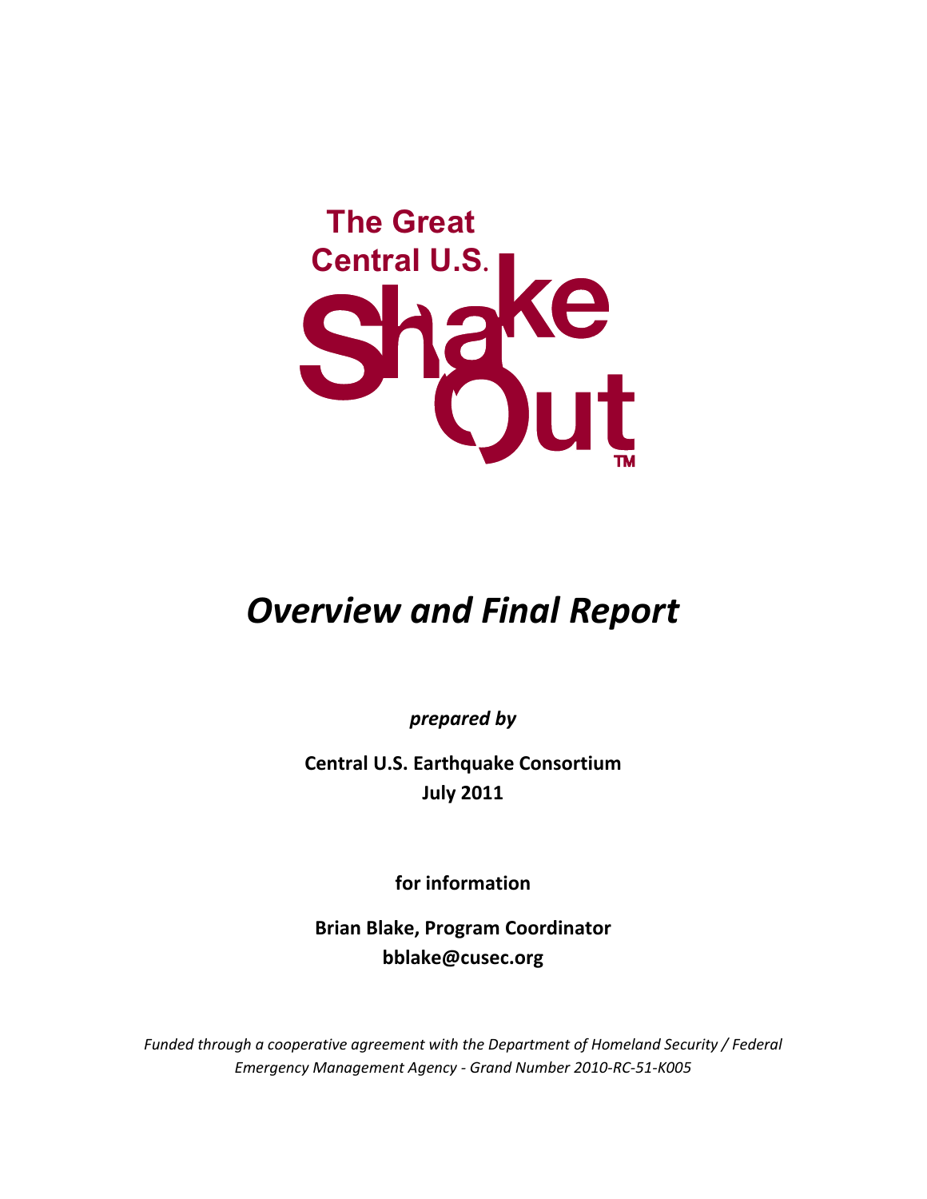# The Great Central U.S. ShakeOut™

# *Overview and Final Report*

***prepared by***

**Central U.S. Earthquake Consortium**
**July 2011**

**for information**

**Brian Blake, Program Coordinator**
**bblake@cusec.org**

*Funded through a cooperative agreement with the Department of Homeland Security / Federal Emergency Management Agency - Grand Number 2010-RC-51-K005*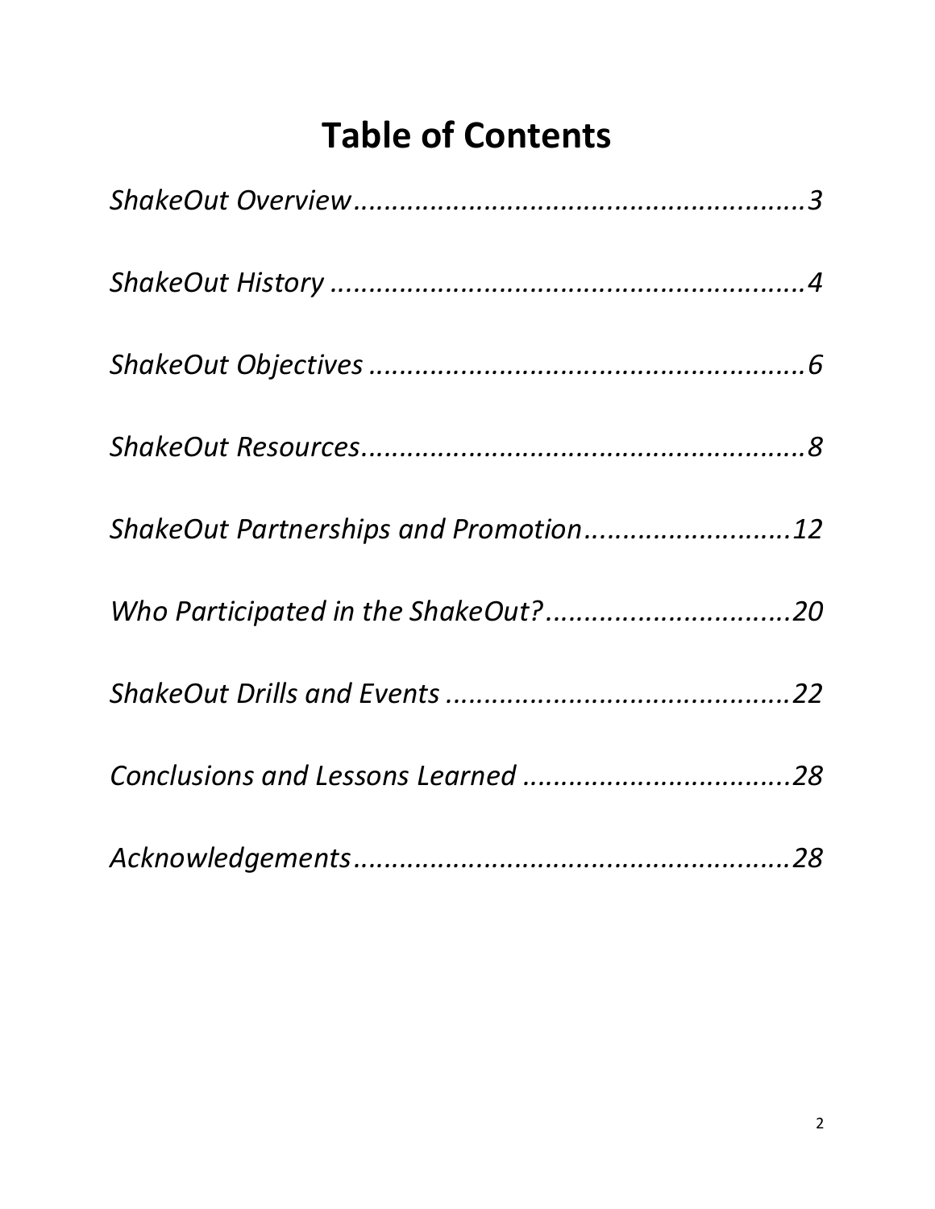# Table of Contents

*ShakeOut Overview*......................................................3

*ShakeOut History* ........................................................4

*ShakeOut Objectives* ....................................................6

*ShakeOut Resources*.....................................................8

*ShakeOut Partnerships and Promotion*..........................12

*Who Participated in the ShakeOut?*..............................20

*ShakeOut Drills and Events* ..........................................22

*Conclusions and Lessons Learned* .................................28

*Acknowledgements*......................................................28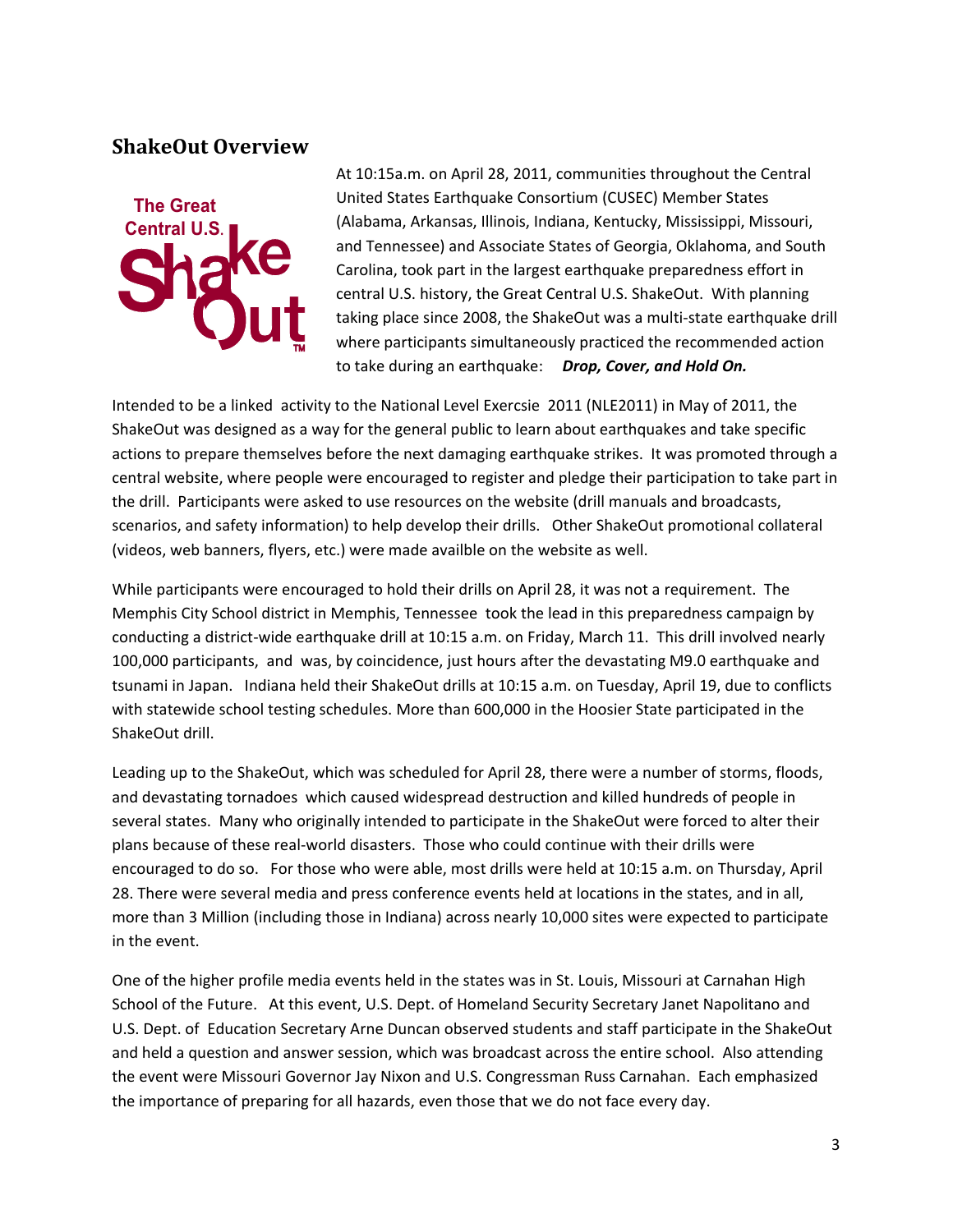## ShakeOut Overview

At 10:15a.m. on April 28, 2011, communities throughout the Central United States Earthquake Consortium (CUSEC) Member States (Alabama, Arkansas, Illinois, Indiana, Kentucky, Mississippi, Missouri, and Tennessee) and Associate States of Georgia, Oklahoma, and South Carolina, took part in the largest earthquake preparedness effort in central U.S. history, the Great Central U.S. ShakeOut. With planning taking place since 2008, the ShakeOut was a multi-state earthquake drill where participants simultaneously practiced the recommended action to take during an earthquake: ***Drop, Cover, and Hold On.***

Intended to be a linked activity to the National Level Exercsie 2011 (NLE2011) in May of 2011, the ShakeOut was designed as a way for the general public to learn about earthquakes and take specific actions to prepare themselves before the next damaging earthquake strikes. It was promoted through a central website, where people were encouraged to register and pledge their participation to take part in the drill. Participants were asked to use resources on the website (drill manuals and broadcasts, scenarios, and safety information) to help develop their drills. Other ShakeOut promotional collateral (videos, web banners, flyers, etc.) were made availble on the website as well.

While participants were encouraged to hold their drills on April 28, it was not a requirement. The Memphis City School district in Memphis, Tennessee took the lead in this preparedness campaign by conducting a district-wide earthquake drill at 10:15 a.m. on Friday, March 11. This drill involved nearly 100,000 participants, and was, by coincidence, just hours after the devastating M9.0 earthquake and tsunami in Japan. Indiana held their ShakeOut drills at 10:15 a.m. on Tuesday, April 19, due to conflicts with statewide school testing schedules. More than 600,000 in the Hoosier State participated in the ShakeOut drill.

Leading up to the ShakeOut, which was scheduled for April 28, there were a number of storms, floods, and devastating tornadoes which caused widespread destruction and killed hundreds of people in several states. Many who originally intended to participate in the ShakeOut were forced to alter their plans because of these real-world disasters. Those who could continue with their drills were encouraged to do so. For those who were able, most drills were held at 10:15 a.m. on Thursday, April 28. There were several media and press conference events held at locations in the states, and in all, more than 3 Million (including those in Indiana) across nearly 10,000 sites were expected to participate in the event.

One of the higher profile media events held in the states was in St. Louis, Missouri at Carnahan High School of the Future. At this event, U.S. Dept. of Homeland Security Secretary Janet Napolitano and U.S. Dept. of Education Secretary Arne Duncan observed students and staff participate in the ShakeOut and held a question and answer session, which was broadcast across the entire school. Also attending the event were Missouri Governor Jay Nixon and U.S. Congressman Russ Carnahan. Each emphasized the importance of preparing for all hazards, even those that we do not face every day.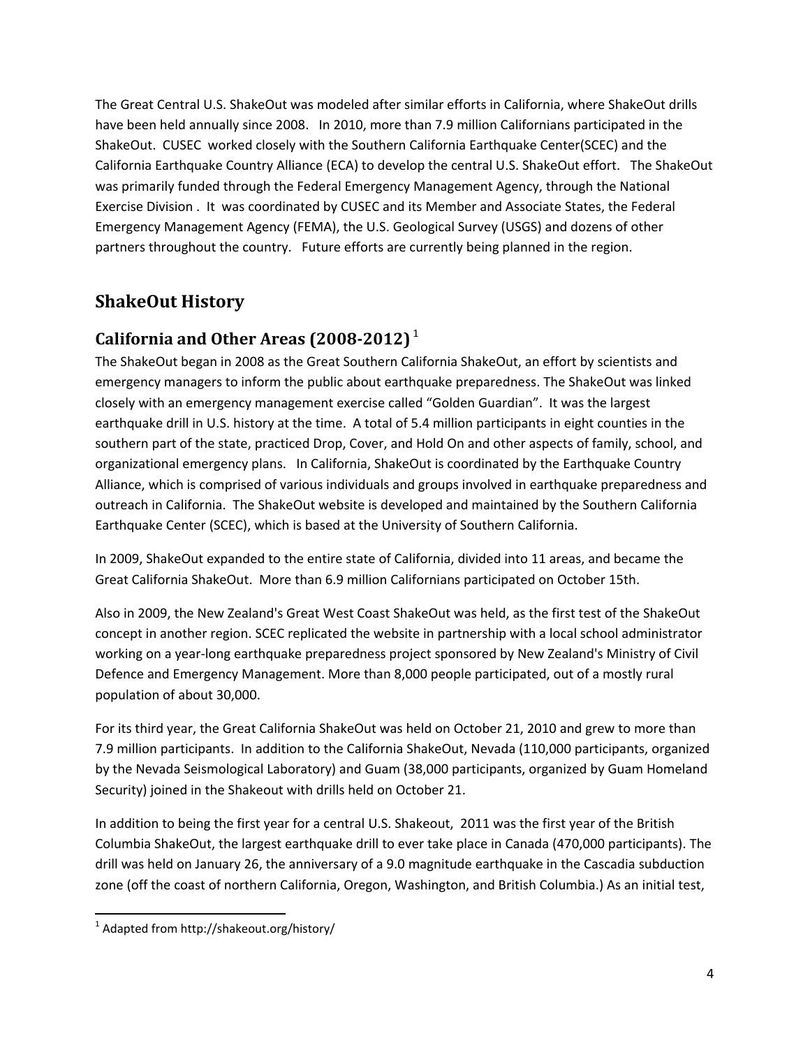The Great Central U.S. ShakeOut was modeled after similar efforts in California, where ShakeOut drills have been held annually since 2008. In 2010, more than 7.9 million Californians participated in the ShakeOut. CUSEC worked closely with the Southern California Earthquake Center(SCEC) and the California Earthquake Country Alliance (ECA) to develop the central U.S. ShakeOut effort. The ShakeOut was primarily funded through the Federal Emergency Management Agency, through the National Exercise Division . It was coordinated by CUSEC and its Member and Associate States, the Federal Emergency Management Agency (FEMA), the U.S. Geological Survey (USGS) and dozens of other partners throughout the country. Future efforts are currently being planned in the region.

## ShakeOut History

### California and Other Areas (2008-2012) [1]

The ShakeOut began in 2008 as the Great Southern California ShakeOut, an effort by scientists and emergency managers to inform the public about earthquake preparedness. The ShakeOut was linked closely with an emergency management exercise called "Golden Guardian". It was the largest earthquake drill in U.S. history at the time. A total of 5.4 million participants in eight counties in the southern part of the state, practiced Drop, Cover, and Hold On and other aspects of family, school, and organizational emergency plans. In California, ShakeOut is coordinated by the Earthquake Country Alliance, which is comprised of various individuals and groups involved in earthquake preparedness and outreach in California. The ShakeOut website is developed and maintained by the Southern California Earthquake Center (SCEC), which is based at the University of Southern California.

In 2009, ShakeOut expanded to the entire state of California, divided into 11 areas, and became the Great California ShakeOut. More than 6.9 million Californians participated on October 15th.

Also in 2009, the New Zealand's Great West Coast ShakeOut was held, as the first test of the ShakeOut concept in another region. SCEC replicated the website in partnership with a local school administrator working on a year-long earthquake preparedness project sponsored by New Zealand's Ministry of Civil Defence and Emergency Management. More than 8,000 people participated, out of a mostly rural population of about 30,000.

For its third year, the Great California ShakeOut was held on October 21, 2010 and grew to more than 7.9 million participants. In addition to the California ShakeOut, Nevada (110,000 participants, organized by the Nevada Seismological Laboratory) and Guam (38,000 participants, organized by Guam Homeland Security) joined in the Shakeout with drills held on October 21.

In addition to being the first year for a central U.S. Shakeout, 2011 was the first year of the British Columbia ShakeOut, the largest earthquake drill to ever take place in Canada (470,000 participants). The drill was held on January 26, the anniversary of a 9.0 magnitude earthquake in the Cascadia subduction zone (off the coast of northern California, Oregon, Washington, and British Columbia.) As an initial test,

[1] Adapted from http://shakeout.org/history/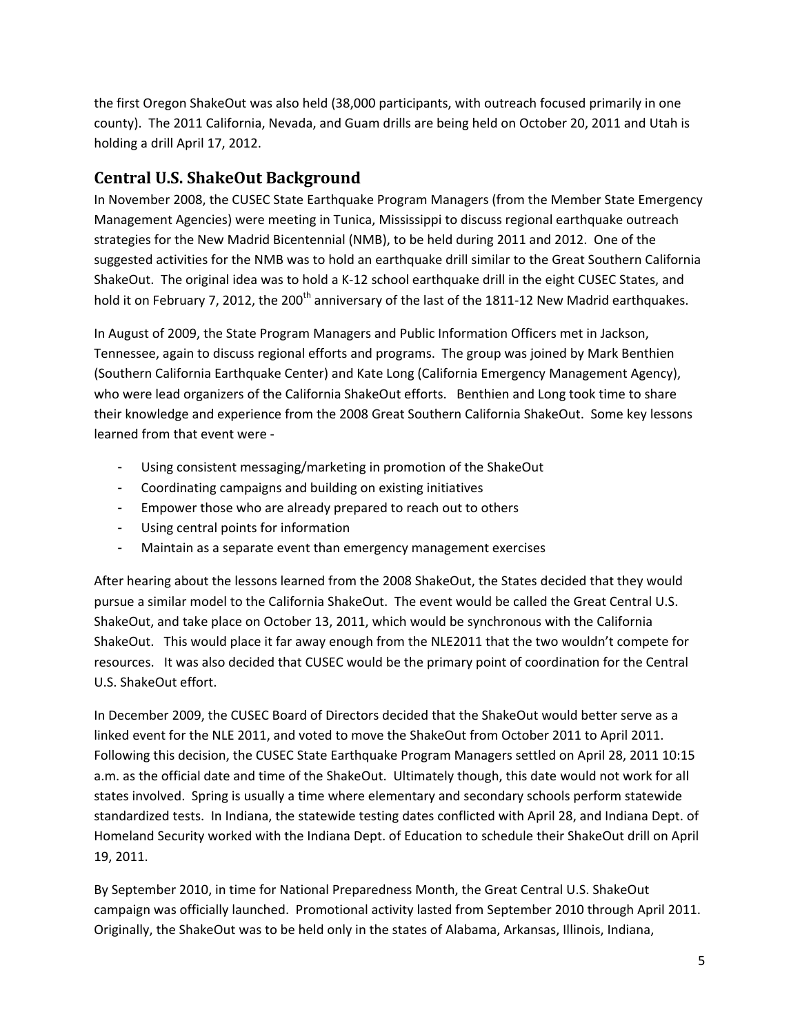the first Oregon ShakeOut was also held (38,000 participants, with outreach focused primarily in one county). The 2011 California, Nevada, and Guam drills are being held on October 20, 2011 and Utah is holding a drill April 17, 2012.

## Central U.S. ShakeOut Background

In November 2008, the CUSEC State Earthquake Program Managers (from the Member State Emergency Management Agencies) were meeting in Tunica, Mississippi to discuss regional earthquake outreach strategies for the New Madrid Bicentennial (NMB), to be held during 2011 and 2012. One of the suggested activities for the NMB was to hold an earthquake drill similar to the Great Southern California ShakeOut. The original idea was to hold a K-12 school earthquake drill in the eight CUSEC States, and hold it on February 7, 2012, the 200th anniversary of the last of the 1811-12 New Madrid earthquakes.

In August of 2009, the State Program Managers and Public Information Officers met in Jackson, Tennessee, again to discuss regional efforts and programs. The group was joined by Mark Benthien (Southern California Earthquake Center) and Kate Long (California Emergency Management Agency), who were lead organizers of the California ShakeOut efforts. Benthien and Long took time to share their knowledge and experience from the 2008 Great Southern California ShakeOut. Some key lessons learned from that event were -

- Using consistent messaging/marketing in promotion of the ShakeOut
- Coordinating campaigns and building on existing initiatives
- Empower those who are already prepared to reach out to others
- Using central points for information
- Maintain as a separate event than emergency management exercises

After hearing about the lessons learned from the 2008 ShakeOut, the States decided that they would pursue a similar model to the California ShakeOut. The event would be called the Great Central U.S. ShakeOut, and take place on October 13, 2011, which would be synchronous with the California ShakeOut. This would place it far away enough from the NLE2011 that the two wouldn't compete for resources. It was also decided that CUSEC would be the primary point of coordination for the Central U.S. ShakeOut effort.

In December 2009, the CUSEC Board of Directors decided that the ShakeOut would better serve as a linked event for the NLE 2011, and voted to move the ShakeOut from October 2011 to April 2011. Following this decision, the CUSEC State Earthquake Program Managers settled on April 28, 2011 10:15 a.m. as the official date and time of the ShakeOut. Ultimately though, this date would not work for all states involved. Spring is usually a time where elementary and secondary schools perform statewide standardized tests. In Indiana, the statewide testing dates conflicted with April 28, and Indiana Dept. of Homeland Security worked with the Indiana Dept. of Education to schedule their ShakeOut drill on April 19, 2011.

By September 2010, in time for National Preparedness Month, the Great Central U.S. ShakeOut campaign was officially launched. Promotional activity lasted from September 2010 through April 2011. Originally, the ShakeOut was to be held only in the states of Alabama, Arkansas, Illinois, Indiana,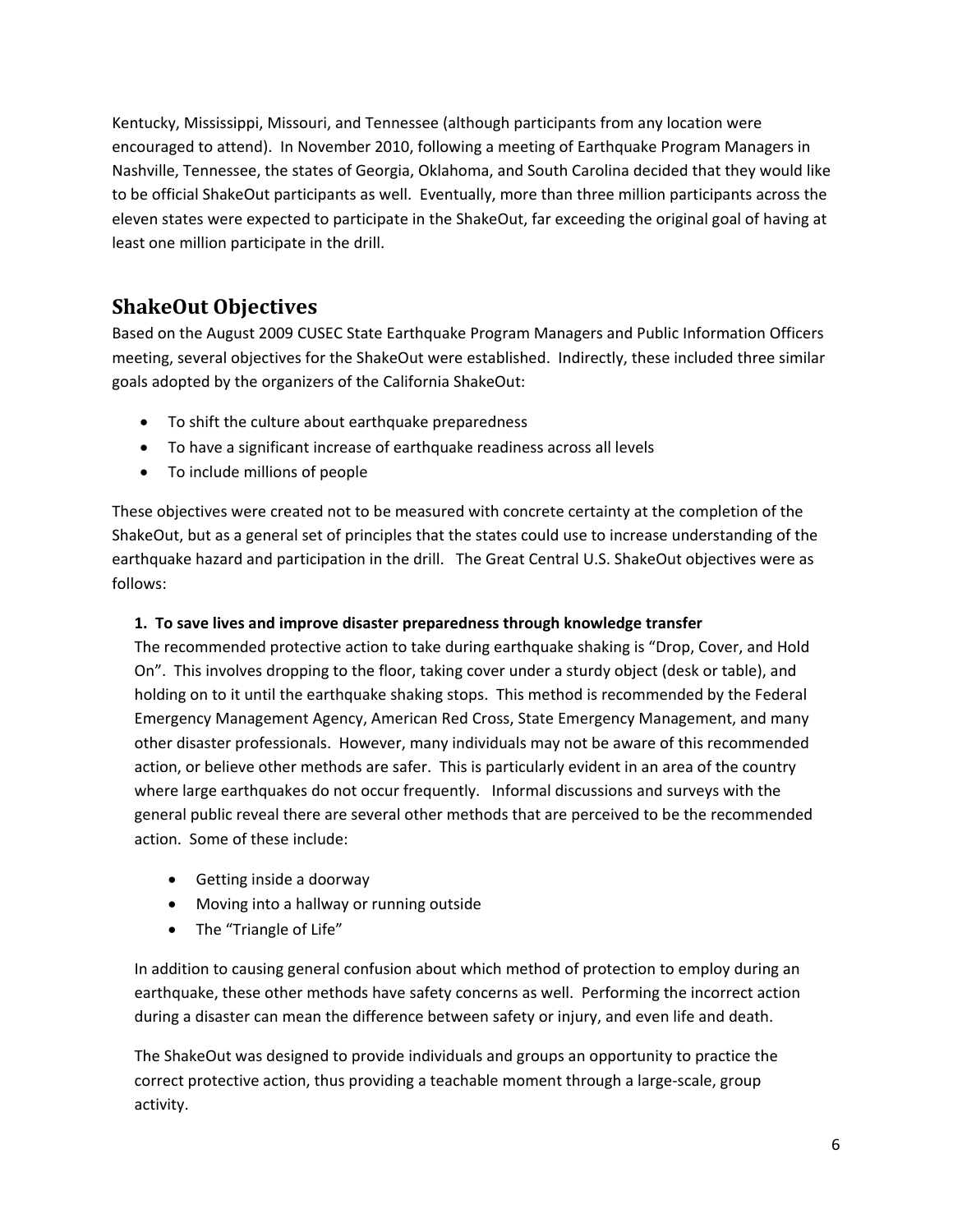Kentucky, Mississippi, Missouri, and Tennessee (although participants from any location were encouraged to attend). In November 2010, following a meeting of Earthquake Program Managers in Nashville, Tennessee, the states of Georgia, Oklahoma, and South Carolina decided that they would like to be official ShakeOut participants as well. Eventually, more than three million participants across the eleven states were expected to participate in the ShakeOut, far exceeding the original goal of having at least one million participate in the drill.

## ShakeOut Objectives

Based on the August 2009 CUSEC State Earthquake Program Managers and Public Information Officers meeting, several objectives for the ShakeOut were established. Indirectly, these included three similar goals adopted by the organizers of the California ShakeOut:

- To shift the culture about earthquake preparedness
- To have a significant increase of earthquake readiness across all levels
- To include millions of people

These objectives were created not to be measured with concrete certainty at the completion of the ShakeOut, but as a general set of principles that the states could use to increase understanding of the earthquake hazard and participation in the drill. The Great Central U.S. ShakeOut objectives were as follows:

**1. To save lives and improve disaster preparedness through knowledge transfer**

The recommended protective action to take during earthquake shaking is "Drop, Cover, and Hold On". This involves dropping to the floor, taking cover under a sturdy object (desk or table), and holding on to it until the earthquake shaking stops. This method is recommended by the Federal Emergency Management Agency, American Red Cross, State Emergency Management, and many other disaster professionals. However, many individuals may not be aware of this recommended action, or believe other methods are safer. This is particularly evident in an area of the country where large earthquakes do not occur frequently. Informal discussions and surveys with the general public reveal there are several other methods that are perceived to be the recommended action. Some of these include:

- Getting inside a doorway
- Moving into a hallway or running outside
- The "Triangle of Life"

In addition to causing general confusion about which method of protection to employ during an earthquake, these other methods have safety concerns as well. Performing the incorrect action during a disaster can mean the difference between safety or injury, and even life and death.

The ShakeOut was designed to provide individuals and groups an opportunity to practice the correct protective action, thus providing a teachable moment through a large-scale, group activity.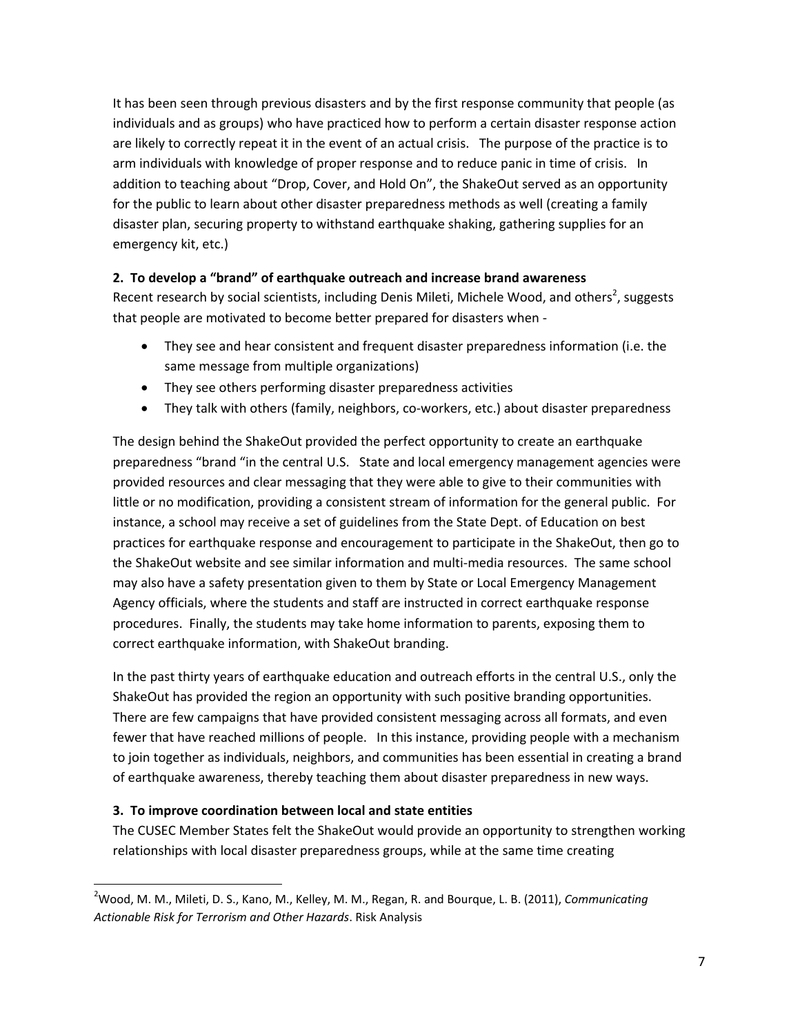It has been seen through previous disasters and by the first response community that people (as individuals and as groups) who have practiced how to perform a certain disaster response action are likely to correctly repeat it in the event of an actual crisis. The purpose of the practice is to arm individuals with knowledge of proper response and to reduce panic in time of crisis. In addition to teaching about "Drop, Cover, and Hold On", the ShakeOut served as an opportunity for the public to learn about other disaster preparedness methods as well (creating a family disaster plan, securing property to withstand earthquake shaking, gathering supplies for an emergency kit, etc.)

**2. To develop a "brand" of earthquake outreach and increase brand awareness**

Recent research by social scientists, including Denis Mileti, Michele Wood, and others[2], suggests that people are motivated to become better prepared for disasters when -

- They see and hear consistent and frequent disaster preparedness information (i.e. the same message from multiple organizations)
- They see others performing disaster preparedness activities
- They talk with others (family, neighbors, co-workers, etc.) about disaster preparedness

The design behind the ShakeOut provided the perfect opportunity to create an earthquake preparedness "brand "in the central U.S. State and local emergency management agencies were provided resources and clear messaging that they were able to give to their communities with little or no modification, providing a consistent stream of information for the general public. For instance, a school may receive a set of guidelines from the State Dept. of Education on best practices for earthquake response and encouragement to participate in the ShakeOut, then go to the ShakeOut website and see similar information and multi-media resources. The same school may also have a safety presentation given to them by State or Local Emergency Management Agency officials, where the students and staff are instructed in correct earthquake response procedures. Finally, the students may take home information to parents, exposing them to correct earthquake information, with ShakeOut branding.

In the past thirty years of earthquake education and outreach efforts in the central U.S., only the ShakeOut has provided the region an opportunity with such positive branding opportunities. There are few campaigns that have provided consistent messaging across all formats, and even fewer that have reached millions of people. In this instance, providing people with a mechanism to join together as individuals, neighbors, and communities has been essential in creating a brand of earthquake awareness, thereby teaching them about disaster preparedness in new ways.

**3. To improve coordination between local and state entities**

The CUSEC Member States felt the ShakeOut would provide an opportunity to strengthen working relationships with local disaster preparedness groups, while at the same time creating

---

[2] Wood, M. M., Mileti, D. S., Kano, M., Kelley, M. M., Regan, R. and Bourque, L. B. (2011), *Communicating Actionable Risk for Terrorism and Other Hazards*. Risk Analysis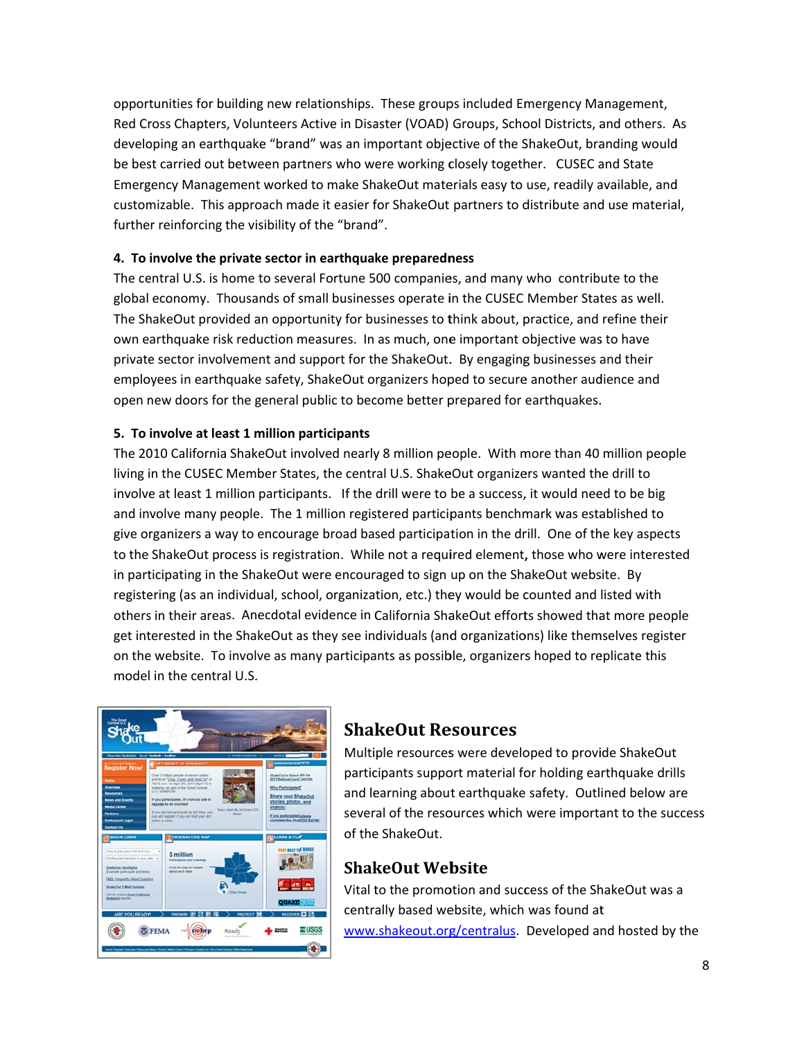opportunities for building new relationships. These groups included Emergency Management, Red Cross Chapters, Volunteers Active in Disaster (VOAD) Groups, School Districts, and others. As developing an earthquake "brand" was an important objective of the ShakeOut, branding would be best carried out between partners who were working closely together. CUSEC and State Emergency Management worked to make ShakeOut materials easy to use, readily available, and customizable. This approach made it easier for ShakeOut partners to distribute and use material, further reinforcing the visibility of the "brand".

**4. To involve the private sector in earthquake preparedness**

The central U.S. is home to several Fortune 500 companies, and many who contribute to the global economy. Thousands of small businesses operate in the CUSEC Member States as well. The ShakeOut provided an opportunity for businesses to think about, practice, and refine their own earthquake risk reduction measures. In as much, one important objective was to have private sector involvement and support for the ShakeOut. By engaging businesses and their employees in earthquake safety, ShakeOut organizers hoped to secure another audience and open new doors for the general public to become better prepared for earthquakes.

**5. To involve at least 1 million participants**

The 2010 California ShakeOut involved nearly 8 million people. With more than 40 million people living in the CUSEC Member States, the central U.S. ShakeOut organizers wanted the drill to involve at least 1 million participants. If the drill were to be a success, it would need to be big and involve many people. The 1 million registered participants benchmark was established to give organizers a way to encourage broad based participation in the drill. One of the key aspects to the ShakeOut process is registration. While not a required element, those who were interested in participating in the ShakeOut were encouraged to sign up on the ShakeOut website. By registering (as an individual, school, organization, etc.) they would be counted and listed with others in their areas. Anecdotal evidence in California ShakeOut efforts showed that more people get interested in the ShakeOut as they see individuals (and organizations) like themselves register on the website. To involve as many participants as possible, organizers hoped to replicate this model in the central U.S.

## ShakeOut Resources

Multiple resources were developed to provide ShakeOut participants support material for holding earthquake drills and learning about earthquake safety. Outlined below are several of the resources which were important to the success of the ShakeOut.

## ShakeOut Website

Vital to the promotion and success of the ShakeOut was a centrally based website, which was found at www.shakeout.org/centralus. Developed and hosted by the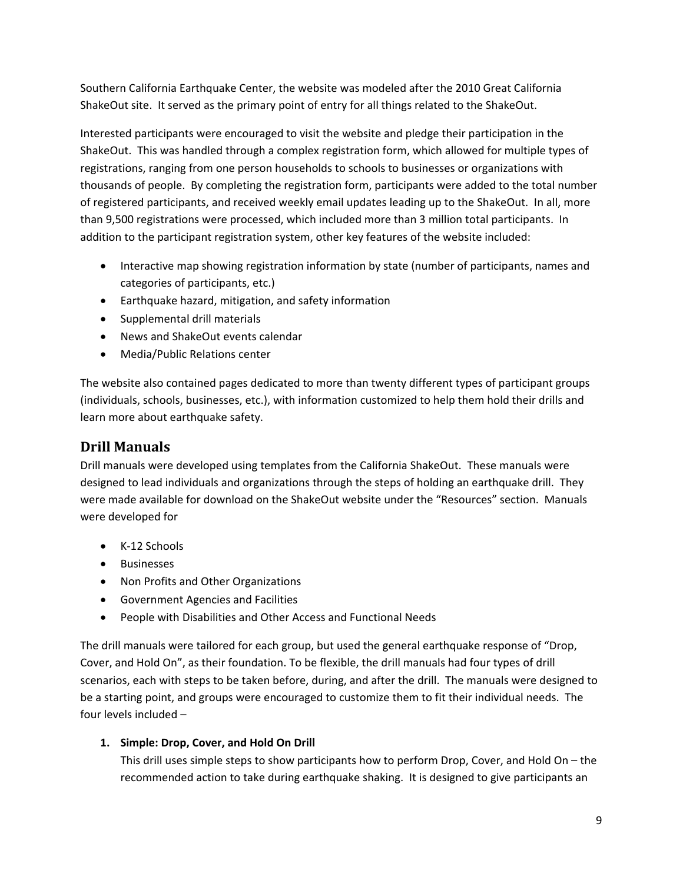Southern California Earthquake Center, the website was modeled after the 2010 Great California ShakeOut site. It served as the primary point of entry for all things related to the ShakeOut.

Interested participants were encouraged to visit the website and pledge their participation in the ShakeOut. This was handled through a complex registration form, which allowed for multiple types of registrations, ranging from one person households to schools to businesses or organizations with thousands of people. By completing the registration form, participants were added to the total number of registered participants, and received weekly email updates leading up to the ShakeOut. In all, more than 9,500 registrations were processed, which included more than 3 million total participants. In addition to the participant registration system, other key features of the website included:

- Interactive map showing registration information by state (number of participants, names and categories of participants, etc.)
- Earthquake hazard, mitigation, and safety information
- Supplemental drill materials
- News and ShakeOut events calendar
- Media/Public Relations center

The website also contained pages dedicated to more than twenty different types of participant groups (individuals, schools, businesses, etc.), with information customized to help them hold their drills and learn more about earthquake safety.

## Drill Manuals

Drill manuals were developed using templates from the California ShakeOut. These manuals were designed to lead individuals and organizations through the steps of holding an earthquake drill. They were made available for download on the ShakeOut website under the "Resources" section. Manuals were developed for

- K-12 Schools
- Businesses
- Non Profits and Other Organizations
- Government Agencies and Facilities
- People with Disabilities and Other Access and Functional Needs

The drill manuals were tailored for each group, but used the general earthquake response of "Drop, Cover, and Hold On", as their foundation. To be flexible, the drill manuals had four types of drill scenarios, each with steps to be taken before, during, and after the drill. The manuals were designed to be a starting point, and groups were encouraged to customize them to fit their individual needs. The four levels included –

1. **Simple: Drop, Cover, and Hold On Drill**
   This drill uses simple steps to show participants how to perform Drop, Cover, and Hold On – the recommended action to take during earthquake shaking. It is designed to give participants an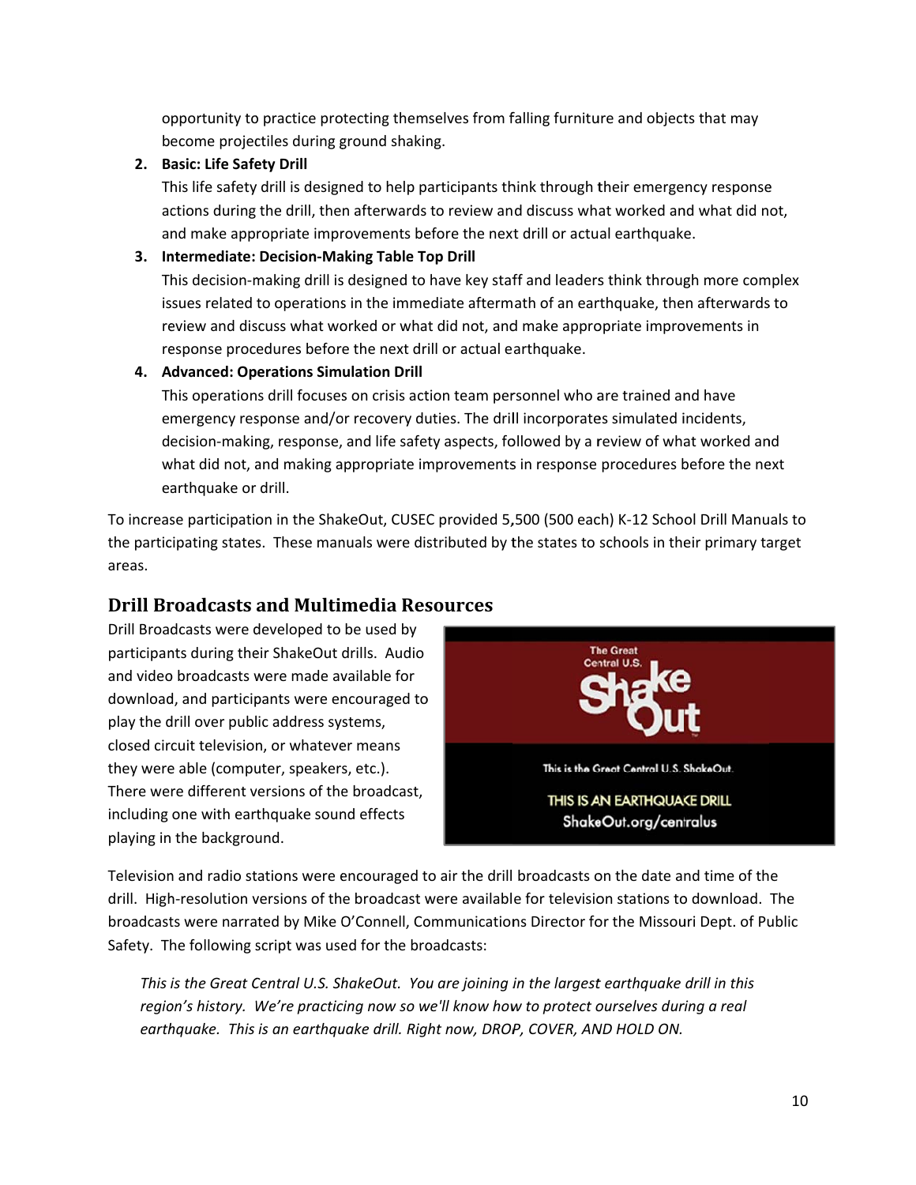opportunity to practice protecting themselves from falling furniture and objects that may become projectiles during ground shaking.

2. **Basic: Life Safety Drill**
   This life safety drill is designed to help participants think through their emergency response actions during the drill, then afterwards to review and discuss what worked and what did not, and make appropriate improvements before the next drill or actual earthquake.
3. **Intermediate: Decision-Making Table Top Drill**
   This decision-making drill is designed to have key staff and leaders think through more complex issues related to operations in the immediate aftermath of an earthquake, then afterwards to review and discuss what worked or what did not, and make appropriate improvements in response procedures before the next drill or actual earthquake.
4. **Advanced: Operations Simulation Drill**
   This operations drill focuses on crisis action team personnel who are trained and have emergency response and/or recovery duties. The drill incorporates simulated incidents, decision-making, response, and life safety aspects, followed by a review of what worked and what did not, and making appropriate improvements in response procedures before the next earthquake or drill.

To increase participation in the ShakeOut, CUSEC provided 5,500 (500 each) K-12 School Drill Manuals to the participating states. These manuals were distributed by the states to schools in their primary target areas.

## Drill Broadcasts and Multimedia Resources

Drill Broadcasts were developed to be used by participants during their ShakeOut drills. Audio and video broadcasts were made available for download, and participants were encouraged to play the drill over public address systems, closed circuit television, or whatever means they were able (computer, speakers, etc.). There were different versions of the broadcast, including one with earthquake sound effects playing in the background.

Television and radio stations were encouraged to air the drill broadcasts on the date and time of the drill. High-resolution versions of the broadcast were available for television stations to download. The broadcasts were narrated by Mike O'Connell, Communications Director for the Missouri Dept. of Public Safety. The following script was used for the broadcasts:

*This is the Great Central U.S. ShakeOut. You are joining in the largest earthquake drill in this region's history. We're practicing now so we'll know how to protect ourselves during a real earthquake. This is an earthquake drill. Right now, DROP, COVER, AND HOLD ON.*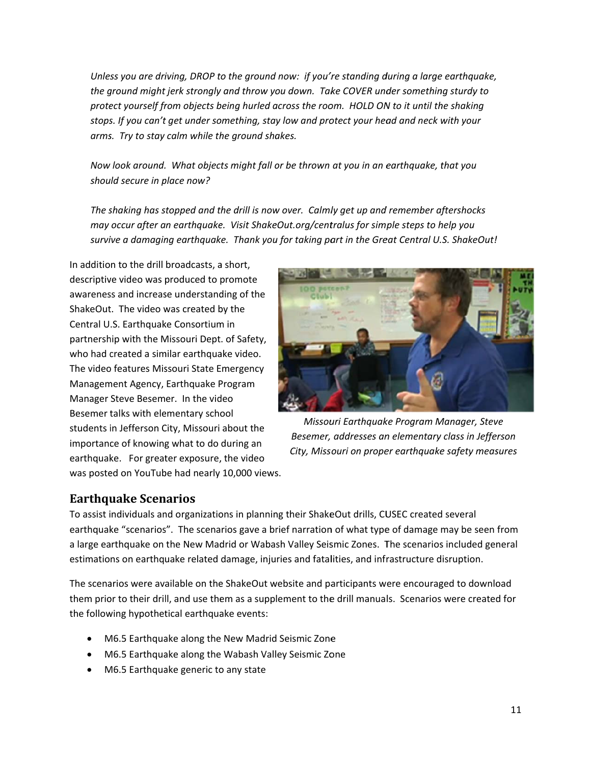*Unless you are driving, DROP to the ground now: if you're standing during a large earthquake, the ground might jerk strongly and throw you down. Take COVER under something sturdy to protect yourself from objects being hurled across the room. HOLD ON to it until the shaking stops. If you can't get under something, stay low and protect your head and neck with your arms. Try to stay calm while the ground shakes.*

*Now look around. What objects might fall or be thrown at you in an earthquake, that you should secure in place now?*

*The shaking has stopped and the drill is now over. Calmly get up and remember aftershocks may occur after an earthquake. Visit ShakeOut.org/centralus for simple steps to help you survive a damaging earthquake. Thank you for taking part in the Great Central U.S. ShakeOut!*

In addition to the drill broadcasts, a short, descriptive video was produced to promote awareness and increase understanding of the ShakeOut. The video was created by the Central U.S. Earthquake Consortium in partnership with the Missouri Dept. of Safety, who had created a similar earthquake video. The video features Missouri State Emergency Management Agency, Earthquake Program Manager Steve Besemer. In the video Besemer talks with elementary school students in Jefferson City, Missouri about the importance of knowing what to do during an earthquake. For greater exposure, the video was posted on YouTube had nearly 10,000 views.

*Missouri Earthquake Program Manager, Steve Besemer, addresses an elementary class in Jefferson City, Missouri on proper earthquake safety measures*

## Earthquake Scenarios

To assist individuals and organizations in planning their ShakeOut drills, CUSEC created several earthquake "scenarios". The scenarios gave a brief narration of what type of damage may be seen from a large earthquake on the New Madrid or Wabash Valley Seismic Zones. The scenarios included general estimations on earthquake related damage, injuries and fatalities, and infrastructure disruption.

The scenarios were available on the ShakeOut website and participants were encouraged to download them prior to their drill, and use them as a supplement to the drill manuals. Scenarios were created for the following hypothetical earthquake events:

- M6.5 Earthquake along the New Madrid Seismic Zone
- M6.5 Earthquake along the Wabash Valley Seismic Zone
- M6.5 Earthquake generic to any state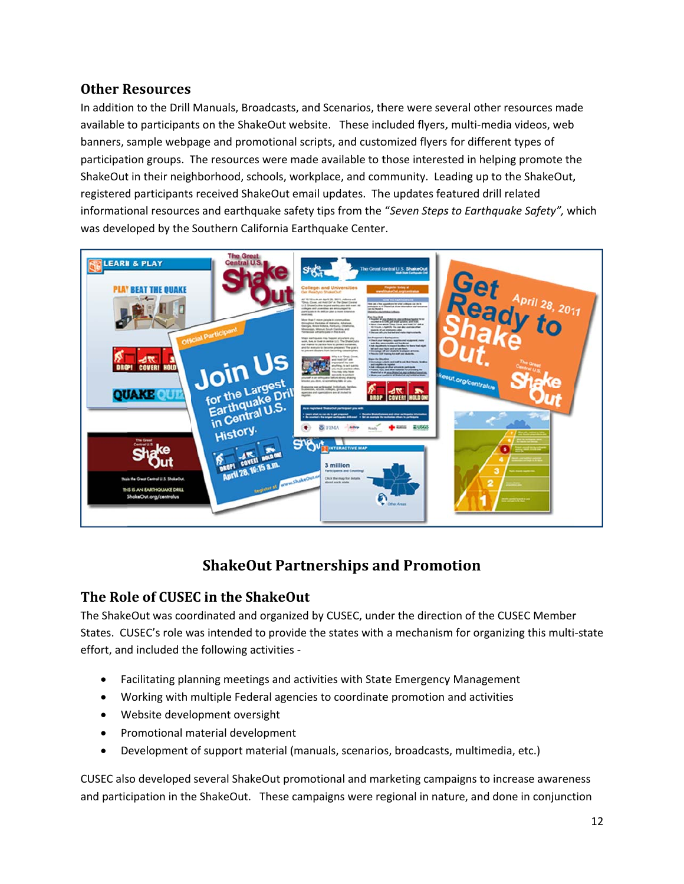## Other Resources

In addition to the Drill Manuals, Broadcasts, and Scenarios, there were several other resources made available to participants on the ShakeOut website. These included flyers, multi-media videos, web banners, sample webpage and promotional scripts, and customized flyers for different types of participation groups. The resources were made available to those interested in helping promote the ShakeOut in their neighborhood, schools, workplace, and community. Leading up to the ShakeOut, registered participants received ShakeOut email updates. The updates featured drill related informational resources and earthquake safety tips from the "*Seven Steps to Earthquake Safety*", which was developed by the Southern California Earthquake Center.

# ShakeOut Partnerships and Promotion

## The Role of CUSEC in the ShakeOut

The ShakeOut was coordinated and organized by CUSEC, under the direction of the CUSEC Member States. CUSEC's role was intended to provide the states with a mechanism for organizing this multi-state effort, and included the following activities -

- Facilitating planning meetings and activities with State Emergency Management
- Working with multiple Federal agencies to coordinate promotion and activities
- Website development oversight
- Promotional material development
- Development of support material (manuals, scenarios, broadcasts, multimedia, etc.)

CUSEC also developed several ShakeOut promotional and marketing campaigns to increase awareness and participation in the ShakeOut. These campaigns were regional in nature, and done in conjunction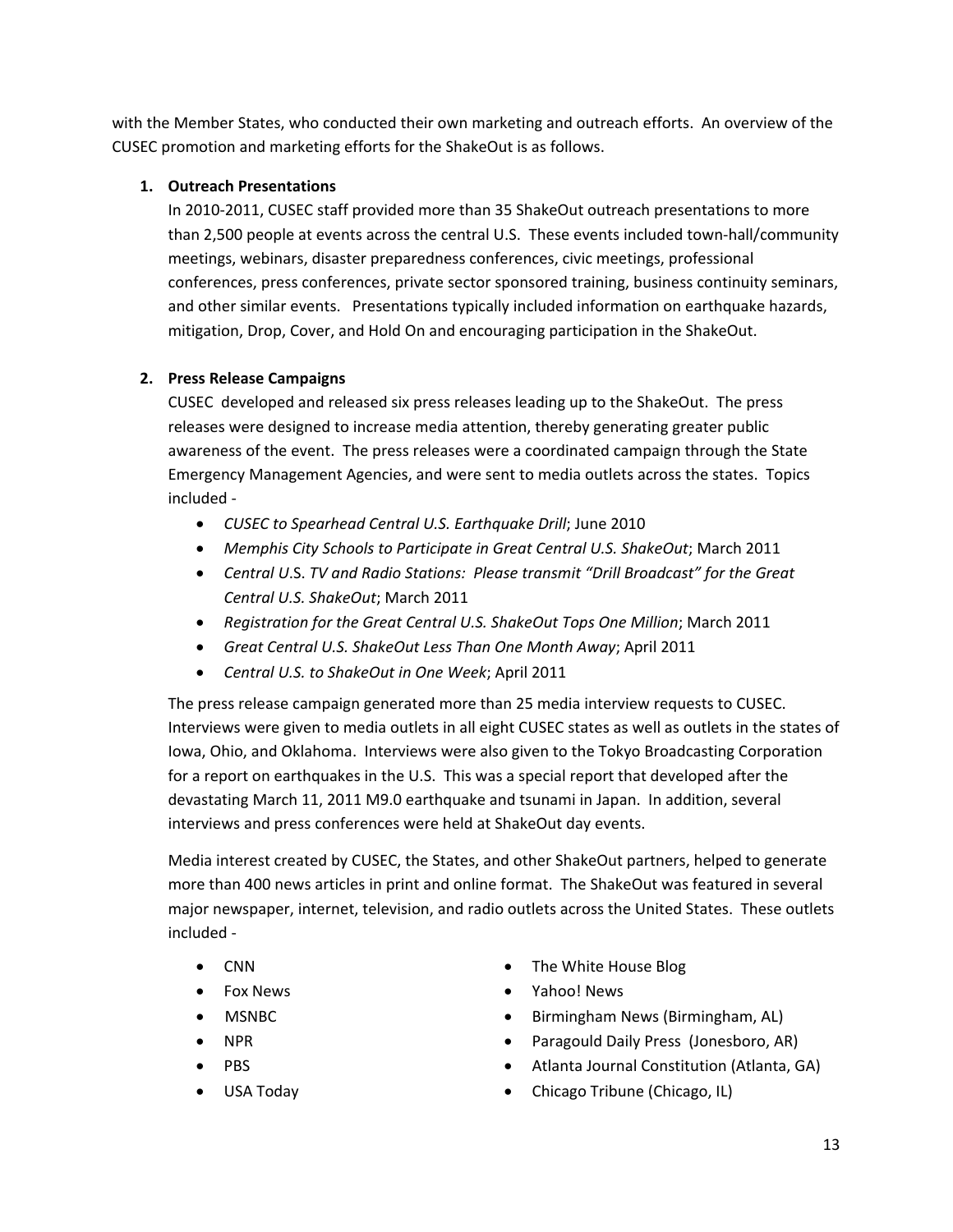with the Member States, who conducted their own marketing and outreach efforts. An overview of the CUSEC promotion and marketing efforts for the ShakeOut is as follows.

1. **Outreach Presentations**

   In 2010-2011, CUSEC staff provided more than 35 ShakeOut outreach presentations to more than 2,500 people at events across the central U.S. These events included town-hall/community meetings, webinars, disaster preparedness conferences, civic meetings, professional conferences, press conferences, private sector sponsored training, business continuity seminars, and other similar events. Presentations typically included information on earthquake hazards, mitigation, Drop, Cover, and Hold On and encouraging participation in the ShakeOut.

2. **Press Release Campaigns**

   CUSEC developed and released six press releases leading up to the ShakeOut. The press releases were designed to increase media attention, thereby generating greater public awareness of the event. The press releases were a coordinated campaign through the State Emergency Management Agencies, and were sent to media outlets across the states. Topics included -

   - *CUSEC to Spearhead Central U.S. Earthquake Drill*; June 2010
   - *Memphis City Schools to Participate in Great Central U.S. ShakeOut*; March 2011
   - *Central U*.S. *TV and Radio Stations: Please transmit "Drill Broadcast" for the Great Central U.S. ShakeOut*; March 2011
   - *Registration for the Great Central U.S. ShakeOut Tops One Million*; March 2011
   - *Great Central U.S. ShakeOut Less Than One Month Away*; April 2011
   - *Central U.S. to ShakeOut in One Week*; April 2011

   The press release campaign generated more than 25 media interview requests to CUSEC. Interviews were given to media outlets in all eight CUSEC states as well as outlets in the states of Iowa, Ohio, and Oklahoma. Interviews were also given to the Tokyo Broadcasting Corporation for a report on earthquakes in the U.S. This was a special report that developed after the devastating March 11, 2011 M9.0 earthquake and tsunami in Japan. In addition, several interviews and press conferences were held at ShakeOut day events.

   Media interest created by CUSEC, the States, and other ShakeOut partners, helped to generate more than 400 news articles in print and online format. The ShakeOut was featured in several major newspaper, internet, television, and radio outlets across the United States. These outlets included -

   - CNN
   - Fox News
   - MSNBC
   - NPR
   - PBS
   - USA Today
   - The White House Blog
   - Yahoo! News
   - Birmingham News (Birmingham, AL)
   - Paragould Daily Press (Jonesboro, AR)
   - Atlanta Journal Constitution (Atlanta, GA)
   - Chicago Tribune (Chicago, IL)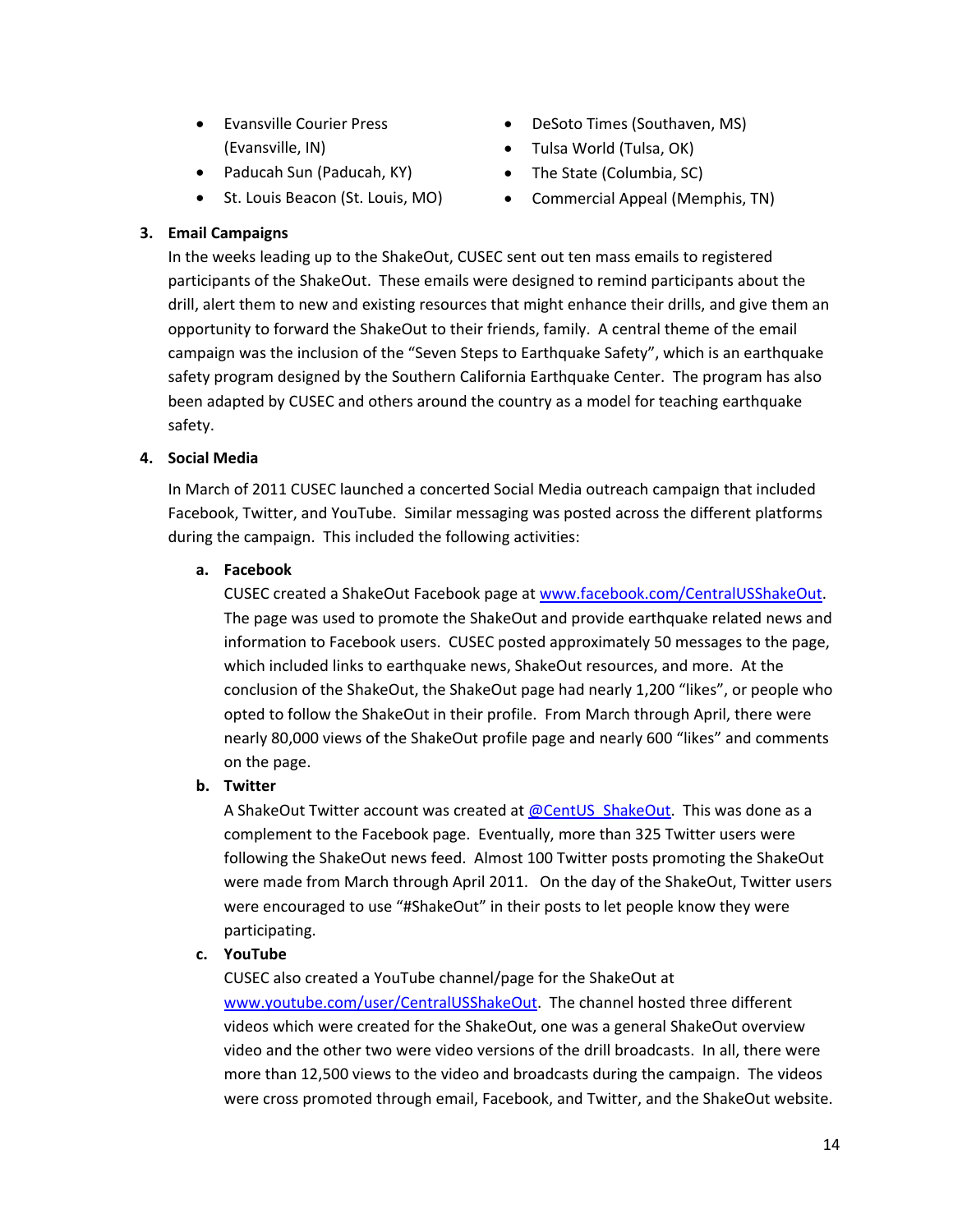- Evansville Courier Press (Evansville, IN)
- Paducah Sun (Paducah, KY)
- St. Louis Beacon (St. Louis, MO)
- DeSoto Times (Southaven, MS)
- Tulsa World (Tulsa, OK)
- The State (Columbia, SC)
- Commercial Appeal (Memphis, TN)

3. **Email Campaigns**

In the weeks leading up to the ShakeOut, CUSEC sent out ten mass emails to registered participants of the ShakeOut. These emails were designed to remind participants about the drill, alert them to new and existing resources that might enhance their drills, and give them an opportunity to forward the ShakeOut to their friends, family. A central theme of the email campaign was the inclusion of the "Seven Steps to Earthquake Safety", which is an earthquake safety program designed by the Southern California Earthquake Center. The program has also been adapted by CUSEC and others around the country as a model for teaching earthquake safety.

4. **Social Media**

In March of 2011 CUSEC launched a concerted Social Media outreach campaign that included Facebook, Twitter, and YouTube. Similar messaging was posted across the different platforms during the campaign. This included the following activities:

a. **Facebook**

CUSEC created a ShakeOut Facebook page at www.facebook.com/CentralUSShakeOut. The page was used to promote the ShakeOut and provide earthquake related news and information to Facebook users. CUSEC posted approximately 50 messages to the page, which included links to earthquake news, ShakeOut resources, and more. At the conclusion of the ShakeOut, the ShakeOut page had nearly 1,200 "likes", or people who opted to follow the ShakeOut in their profile. From March through April, there were nearly 80,000 views of the ShakeOut profile page and nearly 600 "likes" and comments on the page.

b. **Twitter**

A ShakeOut Twitter account was created at @CentUS_ShakeOut. This was done as a complement to the Facebook page. Eventually, more than 325 Twitter users were following the ShakeOut news feed. Almost 100 Twitter posts promoting the ShakeOut were made from March through April 2011. On the day of the ShakeOut, Twitter users were encouraged to use "#ShakeOut" in their posts to let people know they were participating.

c. **YouTube**

CUSEC also created a YouTube channel/page for the ShakeOut at www.youtube.com/user/CentralUSShakeOut. The channel hosted three different videos which were created for the ShakeOut, one was a general ShakeOut overview video and the other two were video versions of the drill broadcasts. In all, there were more than 12,500 views to the video and broadcasts during the campaign. The videos were cross promoted through email, Facebook, and Twitter, and the ShakeOut website.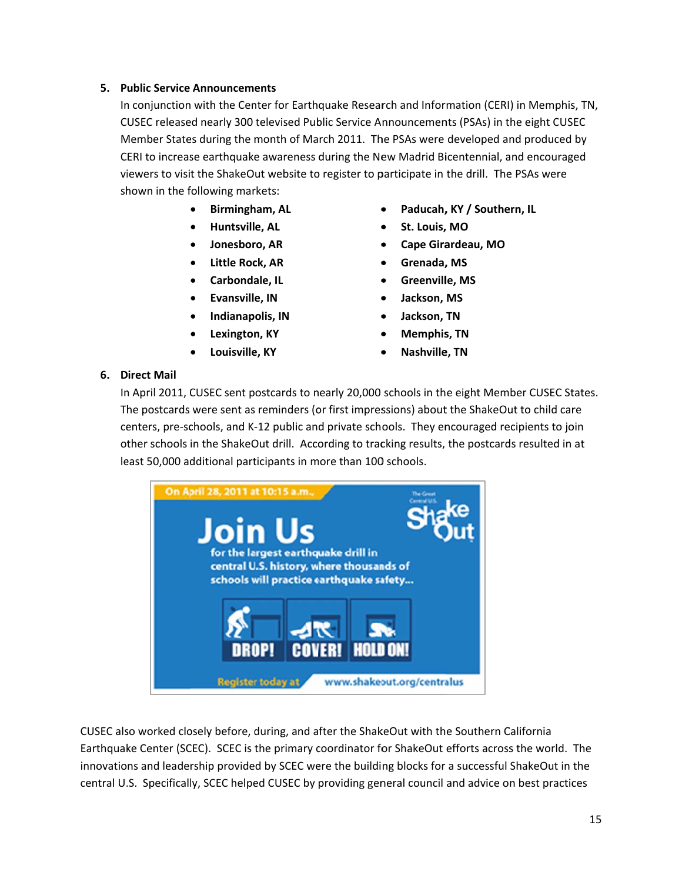5. **Public Service Announcements**

In conjunction with the Center for Earthquake Research and Information (CERI) in Memphis, TN, CUSEC released nearly 300 televised Public Service Announcements (PSAs) in the eight CUSEC Member States during the month of March 2011. The PSAs were developed and produced by CERI to increase earthquake awareness during the New Madrid Bicentennial, and encouraged viewers to visit the ShakeOut website to register to participate in the drill. The PSAs were shown in the following markets:

- **Birmingham, AL**
- **Huntsville, AL**
- **Jonesboro, AR**
- **Little Rock, AR**
- **Carbondale, IL**
- **Evansville, IN**
- **Indianapolis, IN**
- **Lexington, KY**
- **Louisville, KY**
- **Paducah, KY / Southern, IL**
- **St. Louis, MO**
- **Cape Girardeau, MO**
- **Grenada, MS**
- **Greenville, MS**
- **Jackson, MS**
- **Jackson, TN**
- **Memphis, TN**
- **Nashville, TN**

6. **Direct Mail**

In April 2011, CUSEC sent postcards to nearly 20,000 schools in the eight Member CUSEC States. The postcards were sent as reminders (or first impressions) about the ShakeOut to child care centers, pre-schools, and K-12 public and private schools. They encouraged recipients to join other schools in the ShakeOut drill. According to tracking results, the postcards resulted in at least 50,000 additional participants in more than 100 schools.

On April 28, 2011 at 10:15 a.m.,

The Great Central U.S. ShakeOut

**Join Us**

for the largest earthquake drill in central U.S. history, where thousands of schools will practice earthquake safety...

DROP! COVER! HOLD ON!

Register today at www.shakeout.org/centralus

CUSEC also worked closely before, during, and after the ShakeOut with the Southern California Earthquake Center (SCEC). SCEC is the primary coordinator for ShakeOut efforts across the world. The innovations and leadership provided by SCEC were the building blocks for a successful ShakeOut in the central U.S. Specifically, SCEC helped CUSEC by providing general council and advice on best practices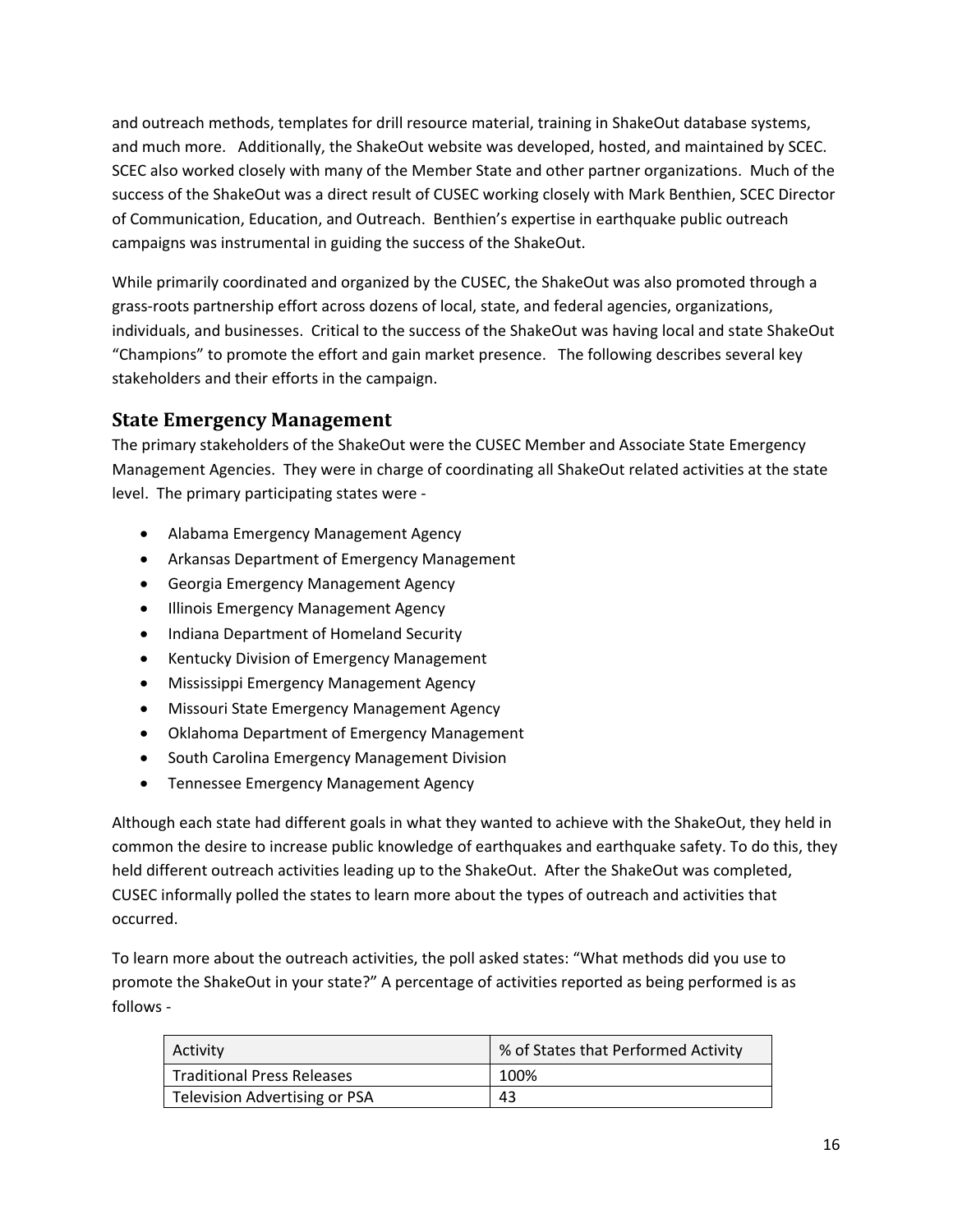and outreach methods, templates for drill resource material, training in ShakeOut database systems, and much more. Additionally, the ShakeOut website was developed, hosted, and maintained by SCEC. SCEC also worked closely with many of the Member State and other partner organizations. Much of the success of the ShakeOut was a direct result of CUSEC working closely with Mark Benthien, SCEC Director of Communication, Education, and Outreach. Benthien's expertise in earthquake public outreach campaigns was instrumental in guiding the success of the ShakeOut.

While primarily coordinated and organized by the CUSEC, the ShakeOut was also promoted through a grass-roots partnership effort across dozens of local, state, and federal agencies, organizations, individuals, and businesses. Critical to the success of the ShakeOut was having local and state ShakeOut "Champions" to promote the effort and gain market presence. The following describes several key stakeholders and their efforts in the campaign.

## State Emergency Management

The primary stakeholders of the ShakeOut were the CUSEC Member and Associate State Emergency Management Agencies. They were in charge of coordinating all ShakeOut related activities at the state level. The primary participating states were -

- Alabama Emergency Management Agency
- Arkansas Department of Emergency Management
- Georgia Emergency Management Agency
- Illinois Emergency Management Agency
- Indiana Department of Homeland Security
- Kentucky Division of Emergency Management
- Mississippi Emergency Management Agency
- Missouri State Emergency Management Agency
- Oklahoma Department of Emergency Management
- South Carolina Emergency Management Division
- Tennessee Emergency Management Agency

Although each state had different goals in what they wanted to achieve with the ShakeOut, they held in common the desire to increase public knowledge of earthquakes and earthquake safety. To do this, they held different outreach activities leading up to the ShakeOut. After the ShakeOut was completed, CUSEC informally polled the states to learn more about the types of outreach and activities that occurred.

To learn more about the outreach activities, the poll asked states: "What methods did you use to promote the ShakeOut in your state?" A percentage of activities reported as being performed is as follows -

| Activity | % of States that Performed Activity |
|---|---|
| Traditional Press Releases | 100% |
| Television Advertising or PSA | 43 |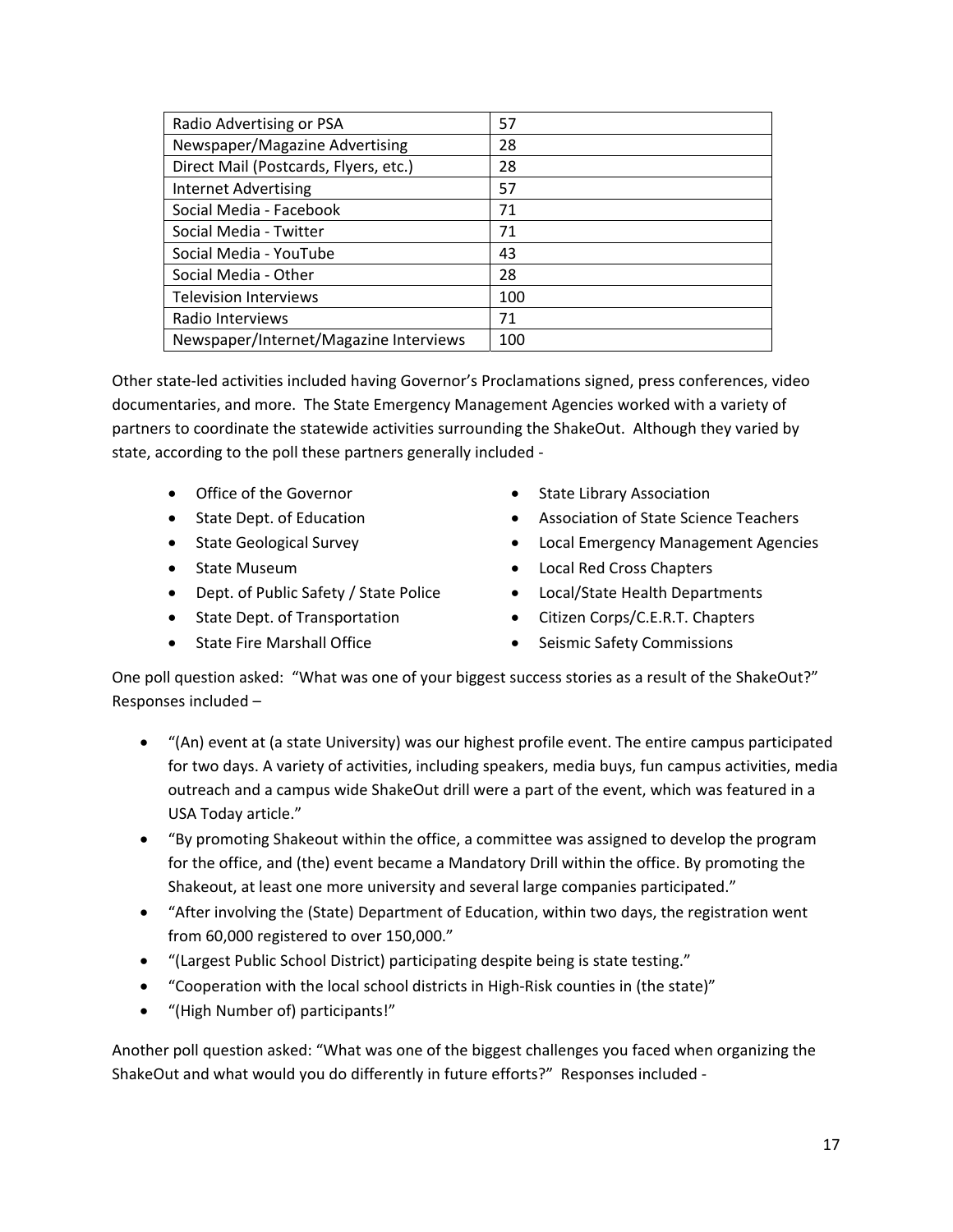| | |
|---|---|
| Radio Advertising or PSA | 57 |
| Newspaper/Magazine Advertising | 28 |
| Direct Mail (Postcards, Flyers, etc.) | 28 |
| Internet Advertising | 57 |
| Social Media - Facebook | 71 |
| Social Media - Twitter | 71 |
| Social Media - YouTube | 43 |
| Social Media - Other | 28 |
| Television Interviews | 100 |
| Radio Interviews | 71 |
| Newspaper/Internet/Magazine Interviews | 100 |

Other state-led activities included having Governor's Proclamations signed, press conferences, video documentaries, and more. The State Emergency Management Agencies worked with a variety of partners to coordinate the statewide activities surrounding the ShakeOut. Although they varied by state, according to the poll these partners generally included -

- Office of the Governor
- State Dept. of Education
- State Geological Survey
- State Museum
- Dept. of Public Safety / State Police
- State Dept. of Transportation
- State Fire Marshall Office
- State Library Association
- Association of State Science Teachers
- Local Emergency Management Agencies
- Local Red Cross Chapters
- Local/State Health Departments
- Citizen Corps/C.E.R.T. Chapters
- Seismic Safety Commissions

One poll question asked: "What was one of your biggest success stories as a result of the ShakeOut?" Responses included –

- "(An) event at (a state University) was our highest profile event. The entire campus participated for two days. A variety of activities, including speakers, media buys, fun campus activities, media outreach and a campus wide ShakeOut drill were a part of the event, which was featured in a USA Today article."
- "By promoting Shakeout within the office, a committee was assigned to develop the program for the office, and (the) event became a Mandatory Drill within the office. By promoting the Shakeout, at least one more university and several large companies participated."
- "After involving the (State) Department of Education, within two days, the registration went from 60,000 registered to over 150,000."
- "(Largest Public School District) participating despite being is state testing."
- "Cooperation with the local school districts in High-Risk counties in (the state)"
- "(High Number of) participants!"

Another poll question asked: "What was one of the biggest challenges you faced when organizing the ShakeOut and what would you do differently in future efforts?" Responses included -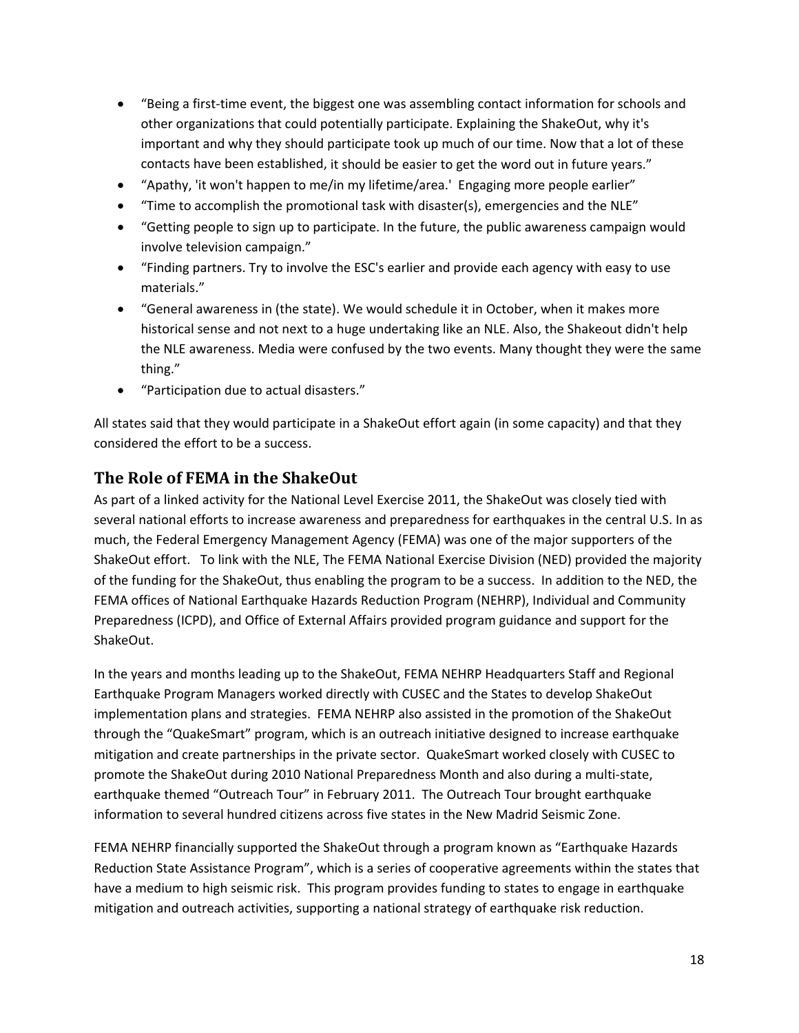- "Being a first-time event, the biggest one was assembling contact information for schools and other organizations that could potentially participate. Explaining the ShakeOut, why it's important and why they should participate took up much of our time. Now that a lot of these contacts have been established, it should be easier to get the word out in future years."
- "Apathy, 'it won't happen to me/in my lifetime/area.' Engaging more people earlier"
- "Time to accomplish the promotional task with disaster(s), emergencies and the NLE"
- "Getting people to sign up to participate. In the future, the public awareness campaign would involve television campaign."
- "Finding partners. Try to involve the ESC's earlier and provide each agency with easy to use materials."
- "General awareness in (the state). We would schedule it in October, when it makes more historical sense and not next to a huge undertaking like an NLE. Also, the Shakeout didn't help the NLE awareness. Media were confused by the two events. Many thought they were the same thing."
- "Participation due to actual disasters."

All states said that they would participate in a ShakeOut effort again (in some capacity) and that they considered the effort to be a success.

## The Role of FEMA in the ShakeOut

As part of a linked activity for the National Level Exercise 2011, the ShakeOut was closely tied with several national efforts to increase awareness and preparedness for earthquakes in the central U.S. In as much, the Federal Emergency Management Agency (FEMA) was one of the major supporters of the ShakeOut effort. To link with the NLE, The FEMA National Exercise Division (NED) provided the majority of the funding for the ShakeOut, thus enabling the program to be a success. In addition to the NED, the FEMA offices of National Earthquake Hazards Reduction Program (NEHRP), Individual and Community Preparedness (ICPD), and Office of External Affairs provided program guidance and support for the ShakeOut.

In the years and months leading up to the ShakeOut, FEMA NEHRP Headquarters Staff and Regional Earthquake Program Managers worked directly with CUSEC and the States to develop ShakeOut implementation plans and strategies. FEMA NEHRP also assisted in the promotion of the ShakeOut through the "QuakeSmart" program, which is an outreach initiative designed to increase earthquake mitigation and create partnerships in the private sector. QuakeSmart worked closely with CUSEC to promote the ShakeOut during 2010 National Preparedness Month and also during a multi-state, earthquake themed "Outreach Tour" in February 2011. The Outreach Tour brought earthquake information to several hundred citizens across five states in the New Madrid Seismic Zone.

FEMA NEHRP financially supported the ShakeOut through a program known as "Earthquake Hazards Reduction State Assistance Program", which is a series of cooperative agreements within the states that have a medium to high seismic risk. This program provides funding to states to engage in earthquake mitigation and outreach activities, supporting a national strategy of earthquake risk reduction.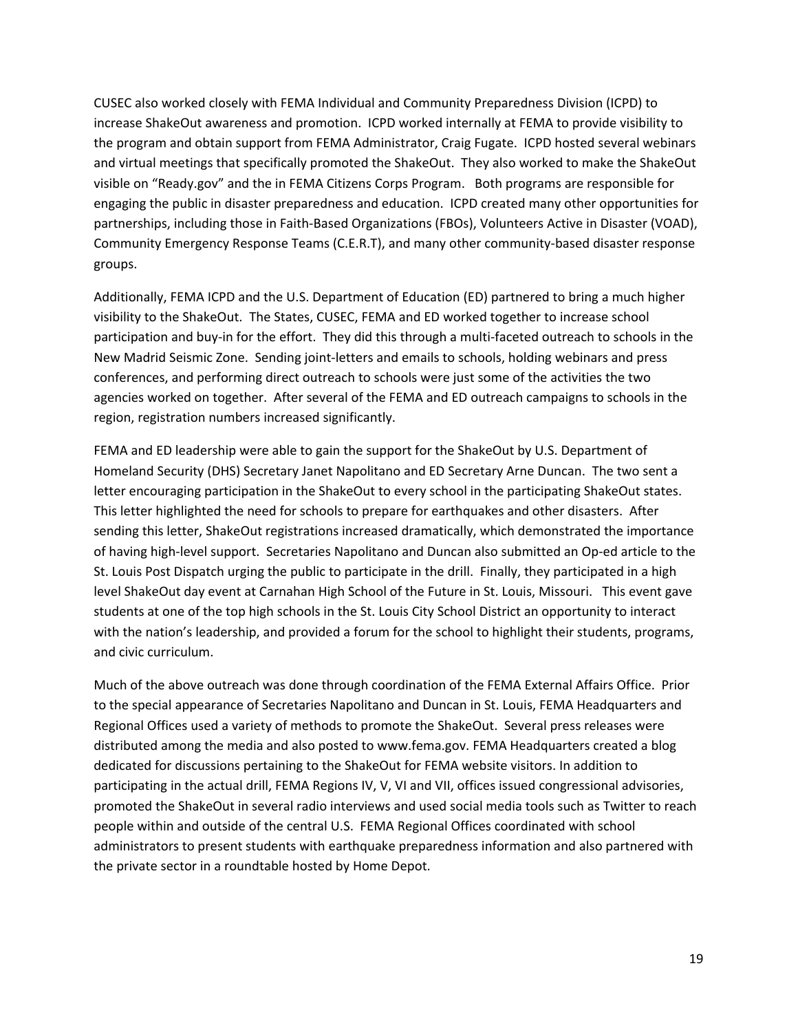CUSEC also worked closely with FEMA Individual and Community Preparedness Division (ICPD) to increase ShakeOut awareness and promotion. ICPD worked internally at FEMA to provide visibility to the program and obtain support from FEMA Administrator, Craig Fugate. ICPD hosted several webinars and virtual meetings that specifically promoted the ShakeOut. They also worked to make the ShakeOut visible on "Ready.gov" and the in FEMA Citizens Corps Program. Both programs are responsible for engaging the public in disaster preparedness and education. ICPD created many other opportunities for partnerships, including those in Faith-Based Organizations (FBOs), Volunteers Active in Disaster (VOAD), Community Emergency Response Teams (C.E.R.T), and many other community-based disaster response groups.

Additionally, FEMA ICPD and the U.S. Department of Education (ED) partnered to bring a much higher visibility to the ShakeOut. The States, CUSEC, FEMA and ED worked together to increase school participation and buy-in for the effort. They did this through a multi-faceted outreach to schools in the New Madrid Seismic Zone. Sending joint-letters and emails to schools, holding webinars and press conferences, and performing direct outreach to schools were just some of the activities the two agencies worked on together. After several of the FEMA and ED outreach campaigns to schools in the region, registration numbers increased significantly.

FEMA and ED leadership were able to gain the support for the ShakeOut by U.S. Department of Homeland Security (DHS) Secretary Janet Napolitano and ED Secretary Arne Duncan. The two sent a letter encouraging participation in the ShakeOut to every school in the participating ShakeOut states. This letter highlighted the need for schools to prepare for earthquakes and other disasters. After sending this letter, ShakeOut registrations increased dramatically, which demonstrated the importance of having high-level support. Secretaries Napolitano and Duncan also submitted an Op-ed article to the St. Louis Post Dispatch urging the public to participate in the drill. Finally, they participated in a high level ShakeOut day event at Carnahan High School of the Future in St. Louis, Missouri. This event gave students at one of the top high schools in the St. Louis City School District an opportunity to interact with the nation's leadership, and provided a forum for the school to highlight their students, programs, and civic curriculum.

Much of the above outreach was done through coordination of the FEMA External Affairs Office. Prior to the special appearance of Secretaries Napolitano and Duncan in St. Louis, FEMA Headquarters and Regional Offices used a variety of methods to promote the ShakeOut. Several press releases were distributed among the media and also posted to www.fema.gov. FEMA Headquarters created a blog dedicated for discussions pertaining to the ShakeOut for FEMA website visitors. In addition to participating in the actual drill, FEMA Regions IV, V, VI and VII, offices issued congressional advisories, promoted the ShakeOut in several radio interviews and used social media tools such as Twitter to reach people within and outside of the central U.S. FEMA Regional Offices coordinated with school administrators to present students with earthquake preparedness information and also partnered with the private sector in a roundtable hosted by Home Depot.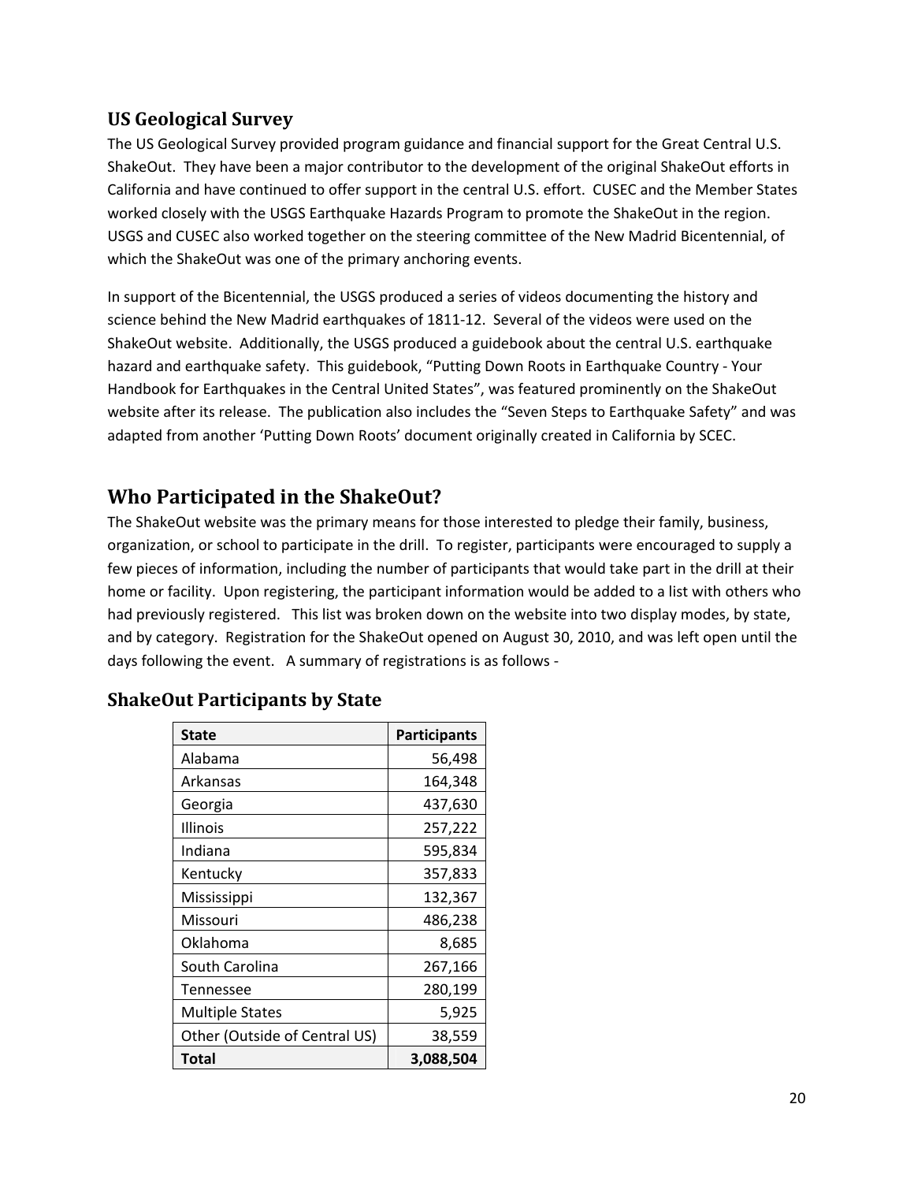## US Geological Survey

The US Geological Survey provided program guidance and financial support for the Great Central U.S. ShakeOut. They have been a major contributor to the development of the original ShakeOut efforts in California and have continued to offer support in the central U.S. effort. CUSEC and the Member States worked closely with the USGS Earthquake Hazards Program to promote the ShakeOut in the region. USGS and CUSEC also worked together on the steering committee of the New Madrid Bicentennial, of which the ShakeOut was one of the primary anchoring events.

In support of the Bicentennial, the USGS produced a series of videos documenting the history and science behind the New Madrid earthquakes of 1811-12. Several of the videos were used on the ShakeOut website. Additionally, the USGS produced a guidebook about the central U.S. earthquake hazard and earthquake safety. This guidebook, "Putting Down Roots in Earthquake Country - Your Handbook for Earthquakes in the Central United States", was featured prominently on the ShakeOut website after its release. The publication also includes the "Seven Steps to Earthquake Safety" and was adapted from another 'Putting Down Roots' document originally created in California by SCEC.

# Who Participated in the ShakeOut?

The ShakeOut website was the primary means for those interested to pledge their family, business, organization, or school to participate in the drill. To register, participants were encouraged to supply a few pieces of information, including the number of participants that would take part in the drill at their home or facility. Upon registering, the participant information would be added to a list with others who had previously registered. This list was broken down on the website into two display modes, by state, and by category. Registration for the ShakeOut opened on August 30, 2010, and was left open until the days following the event. A summary of registrations is as follows -

## ShakeOut Participants by State

| State | Participants |
|---|---:|
| Alabama | 56,498 |
| Arkansas | 164,348 |
| Georgia | 437,630 |
| Illinois | 257,222 |
| Indiana | 595,834 |
| Kentucky | 357,833 |
| Mississippi | 132,367 |
| Missouri | 486,238 |
| Oklahoma | 8,685 |
| South Carolina | 267,166 |
| Tennessee | 280,199 |
| Multiple States | 5,925 |
| Other (Outside of Central US) | 38,559 |
| **Total** | **3,088,504** |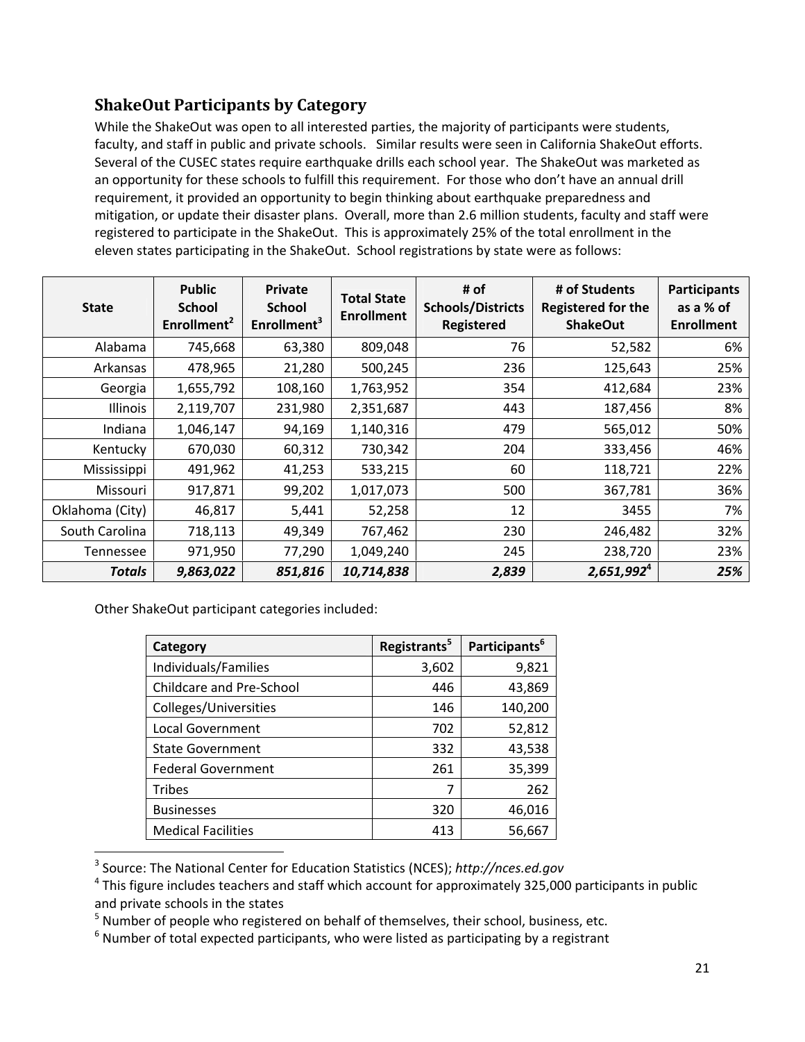## ShakeOut Participants by Category

While the ShakeOut was open to all interested parties, the majority of participants were students, faculty, and staff in public and private schools. Similar results were seen in California ShakeOut efforts. Several of the CUSEC states require earthquake drills each school year. The ShakeOut was marketed as an opportunity for these schools to fulfill this requirement. For those who don't have an annual drill requirement, it provided an opportunity to begin thinking about earthquake preparedness and mitigation, or update their disaster plans. Overall, more than 2.6 million students, faculty and staff were registered to participate in the ShakeOut. This is approximately 25% of the total enrollment in the eleven states participating in the ShakeOut. School registrations by state were as follows:

| State | Public School Enrollment[2] | Private School Enrollment[3] | Total State Enrollment | # of Schools/Districts Registered | # of Students Registered for the ShakeOut | Participants as a % of Enrollment |
|---|---|---|---|---|---|---|
| Alabama | 745,668 | 63,380 | 809,048 | 76 | 52,582 | 6% |
| Arkansas | 478,965 | 21,280 | 500,245 | 236 | 125,643 | 25% |
| Georgia | 1,655,792 | 108,160 | 1,763,952 | 354 | 412,684 | 23% |
| Illinois | 2,119,707 | 231,980 | 2,351,687 | 443 | 187,456 | 8% |
| Indiana | 1,046,147 | 94,169 | 1,140,316 | 479 | 565,012 | 50% |
| Kentucky | 670,030 | 60,312 | 730,342 | 204 | 333,456 | 46% |
| Mississippi | 491,962 | 41,253 | 533,215 | 60 | 118,721 | 22% |
| Missouri | 917,871 | 99,202 | 1,017,073 | 500 | 367,781 | 36% |
| Oklahoma (City) | 46,817 | 5,441 | 52,258 | 12 | 3455 | 7% |
| South Carolina | 718,113 | 49,349 | 767,462 | 230 | 246,482 | 32% |
| Tennessee | 971,950 | 77,290 | 1,049,240 | 245 | 238,720 | 23% |
| ***Totals*** | ***9,863,022*** | ***851,816*** | ***10,714,838*** | ***2,839*** | ***2,651,992***[4] | ***25%*** |

Other ShakeOut participant categories included:

| Category | Registrants[5] | Participants[6] |
|---|---|---|
| Individuals/Families | 3,602 | 9,821 |
| Childcare and Pre-School | 446 | 43,869 |
| Colleges/Universities | 146 | 140,200 |
| Local Government | 702 | 52,812 |
| State Government | 332 | 43,538 |
| Federal Government | 261 | 35,399 |
| Tribes | 7 | 262 |
| Businesses | 320 | 46,016 |
| Medical Facilities | 413 | 56,667 |

---

[3] Source: The National Center for Education Statistics (NCES); *http://nces.ed.gov*

[4] This figure includes teachers and staff which account for approximately 325,000 participants in public and private schools in the states

[5] Number of people who registered on behalf of themselves, their school, business, etc.

[6] Number of total expected participants, who were listed as participating by a registrant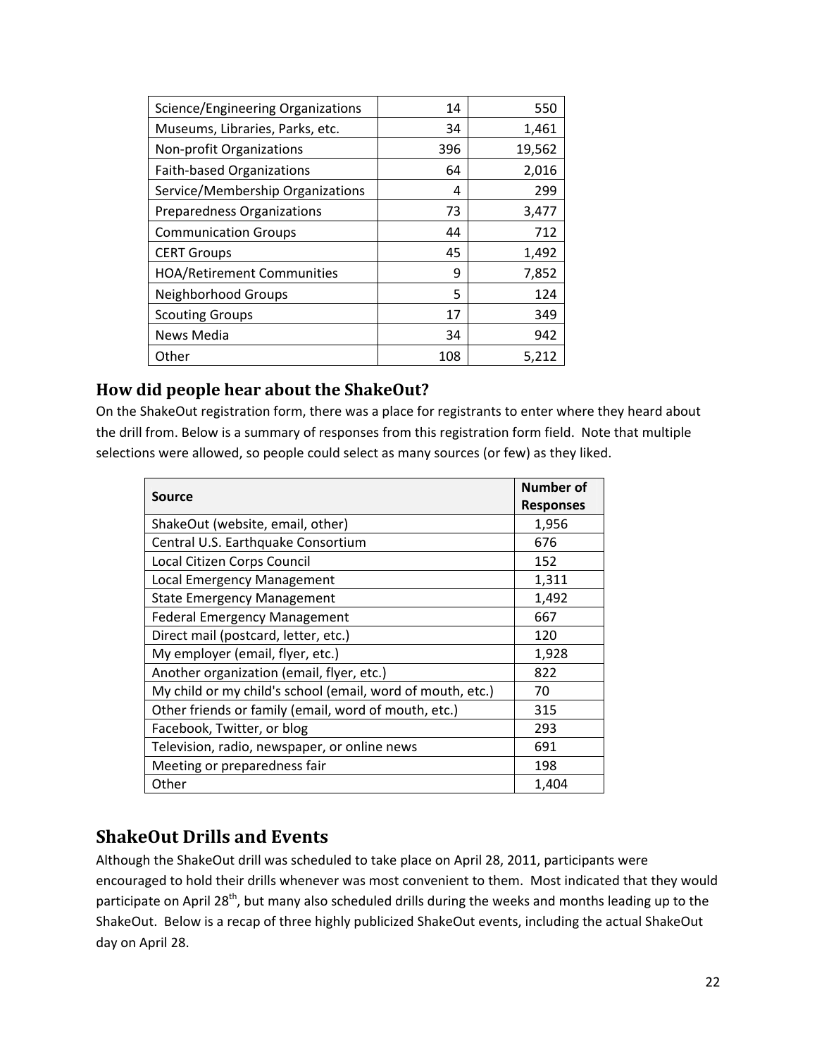| | | |
|---|---|---|
| Science/Engineering Organizations | 14 | 550 |
| Museums, Libraries, Parks, etc. | 34 | 1,461 |
| Non-profit Organizations | 396 | 19,562 |
| Faith-based Organizations | 64 | 2,016 |
| Service/Membership Organizations | 4 | 299 |
| Preparedness Organizations | 73 | 3,477 |
| Communication Groups | 44 | 712 |
| CERT Groups | 45 | 1,492 |
| HOA/Retirement Communities | 9 | 7,852 |
| Neighborhood Groups | 5 | 124 |
| Scouting Groups | 17 | 349 |
| News Media | 34 | 942 |
| Other | 108 | 5,212 |

## How did people hear about the ShakeOut?

On the ShakeOut registration form, there was a place for registrants to enter where they heard about the drill from. Below is a summary of responses from this registration form field. Note that multiple selections were allowed, so people could select as many sources (or few) as they liked.

| Source | Number of Responses |
|---|---|
| ShakeOut (website, email, other) | 1,956 |
| Central U.S. Earthquake Consortium | 676 |
| Local Citizen Corps Council | 152 |
| Local Emergency Management | 1,311 |
| State Emergency Management | 1,492 |
| Federal Emergency Management | 667 |
| Direct mail (postcard, letter, etc.) | 120 |
| My employer (email, flyer, etc.) | 1,928 |
| Another organization (email, flyer, etc.) | 822 |
| My child or my child's school (email, word of mouth, etc.) | 70 |
| Other friends or family (email, word of mouth, etc.) | 315 |
| Facebook, Twitter, or blog | 293 |
| Television, radio, newspaper, or online news | 691 |
| Meeting or preparedness fair | 198 |
| Other | 1,404 |

# ShakeOut Drills and Events

Although the ShakeOut drill was scheduled to take place on April 28, 2011, participants were encouraged to hold their drills whenever was most convenient to them. Most indicated that they would participate on April 28th, but many also scheduled drills during the weeks and months leading up to the ShakeOut. Below is a recap of three highly publicized ShakeOut events, including the actual ShakeOut day on April 28.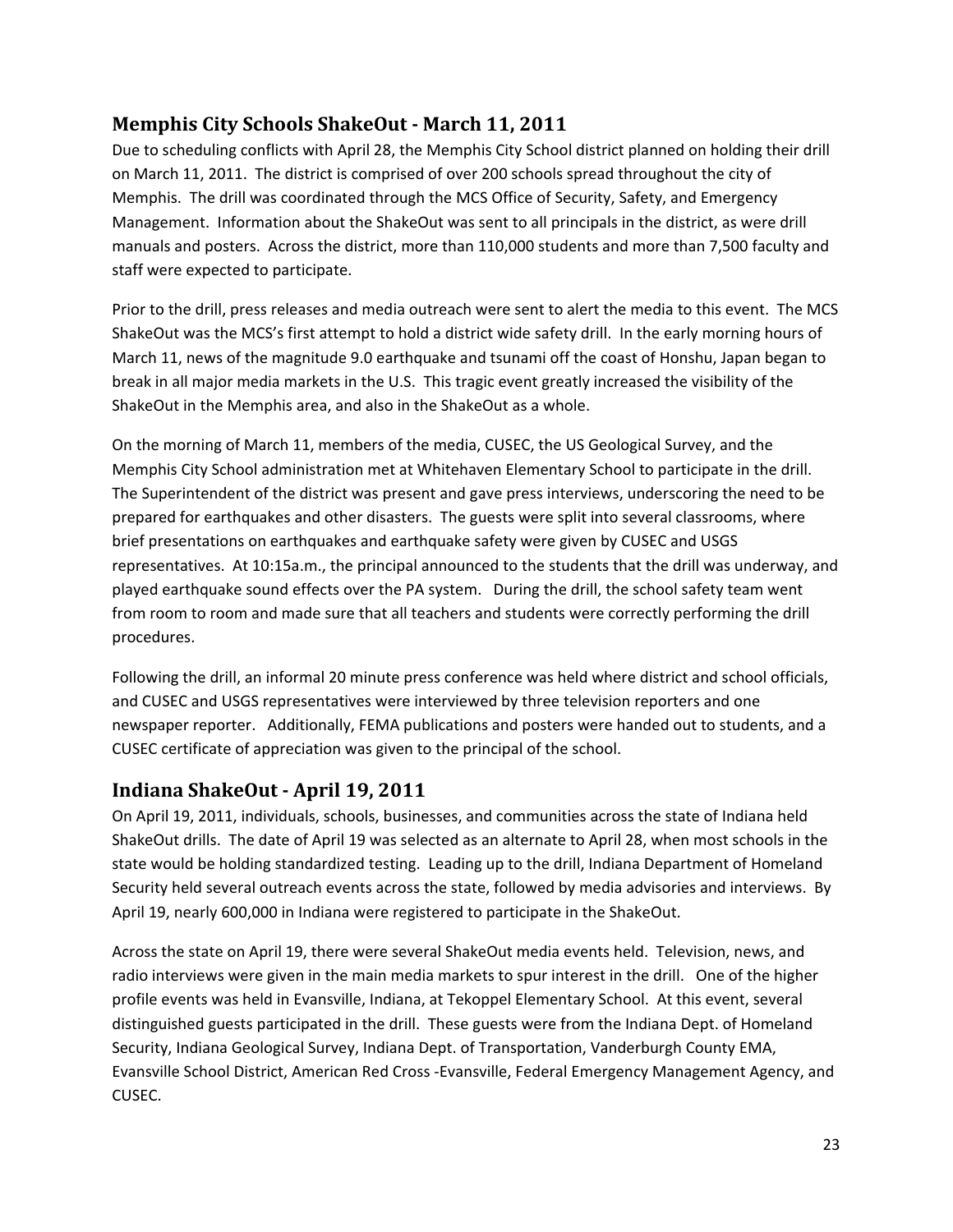## Memphis City Schools ShakeOut - March 11, 2011

Due to scheduling conflicts with April 28, the Memphis City School district planned on holding their drill on March 11, 2011. The district is comprised of over 200 schools spread throughout the city of Memphis. The drill was coordinated through the MCS Office of Security, Safety, and Emergency Management. Information about the ShakeOut was sent to all principals in the district, as were drill manuals and posters. Across the district, more than 110,000 students and more than 7,500 faculty and staff were expected to participate.

Prior to the drill, press releases and media outreach were sent to alert the media to this event. The MCS ShakeOut was the MCS's first attempt to hold a district wide safety drill. In the early morning hours of March 11, news of the magnitude 9.0 earthquake and tsunami off the coast of Honshu, Japan began to break in all major media markets in the U.S. This tragic event greatly increased the visibility of the ShakeOut in the Memphis area, and also in the ShakeOut as a whole.

On the morning of March 11, members of the media, CUSEC, the US Geological Survey, and the Memphis City School administration met at Whitehaven Elementary School to participate in the drill. The Superintendent of the district was present and gave press interviews, underscoring the need to be prepared for earthquakes and other disasters. The guests were split into several classrooms, where brief presentations on earthquakes and earthquake safety were given by CUSEC and USGS representatives. At 10:15a.m., the principal announced to the students that the drill was underway, and played earthquake sound effects over the PA system. During the drill, the school safety team went from room to room and made sure that all teachers and students were correctly performing the drill procedures.

Following the drill, an informal 20 minute press conference was held where district and school officials, and CUSEC and USGS representatives were interviewed by three television reporters and one newspaper reporter. Additionally, FEMA publications and posters were handed out to students, and a CUSEC certificate of appreciation was given to the principal of the school.

## Indiana ShakeOut - April 19, 2011

On April 19, 2011, individuals, schools, businesses, and communities across the state of Indiana held ShakeOut drills. The date of April 19 was selected as an alternate to April 28, when most schools in the state would be holding standardized testing. Leading up to the drill, Indiana Department of Homeland Security held several outreach events across the state, followed by media advisories and interviews. By April 19, nearly 600,000 in Indiana were registered to participate in the ShakeOut.

Across the state on April 19, there were several ShakeOut media events held. Television, news, and radio interviews were given in the main media markets to spur interest in the drill. One of the higher profile events was held in Evansville, Indiana, at Tekoppel Elementary School. At this event, several distinguished guests participated in the drill. These guests were from the Indiana Dept. of Homeland Security, Indiana Geological Survey, Indiana Dept. of Transportation, Vanderburgh County EMA, Evansville School District, American Red Cross -Evansville, Federal Emergency Management Agency, and CUSEC.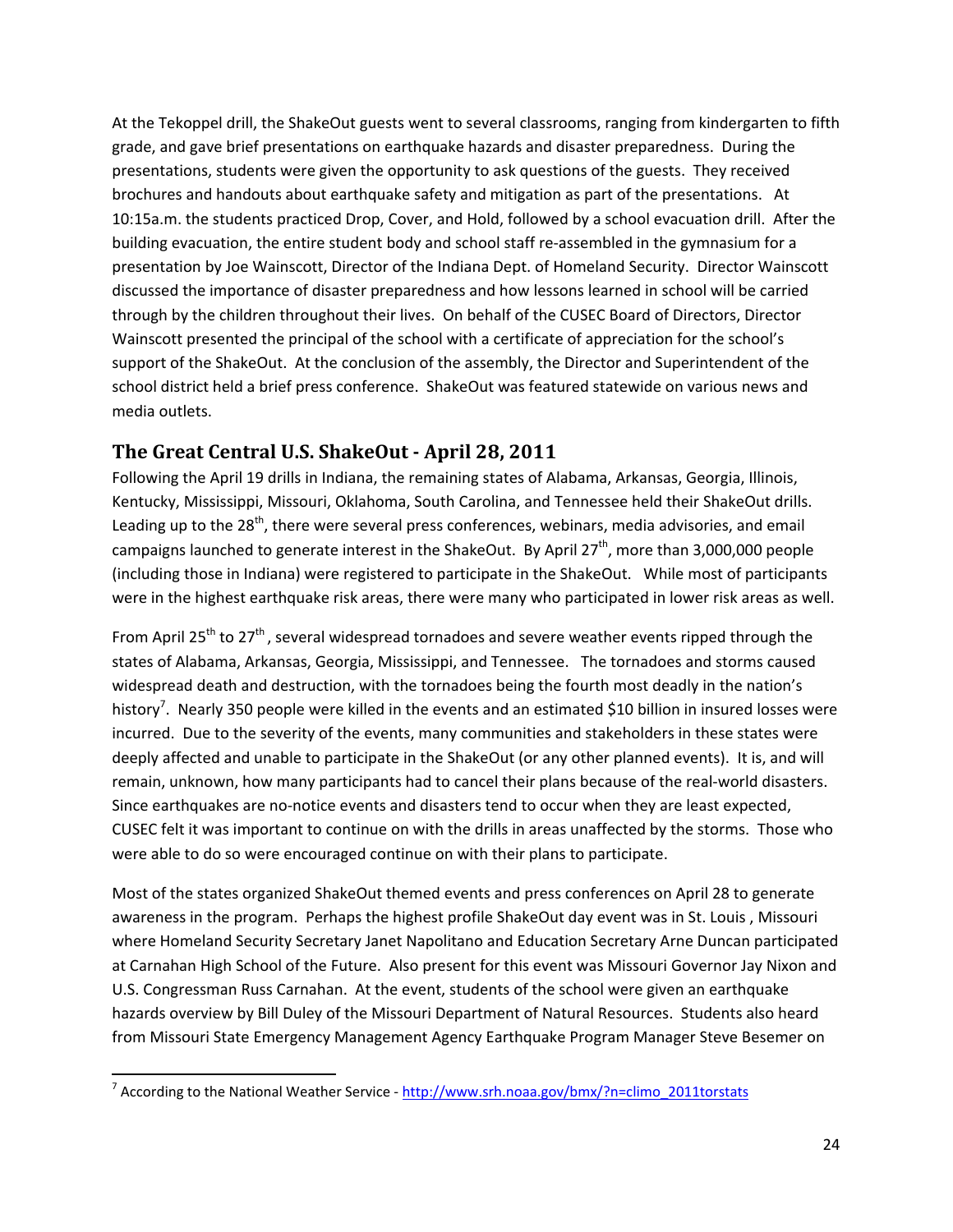At the Tekoppel drill, the ShakeOut guests went to several classrooms, ranging from kindergarten to fifth grade, and gave brief presentations on earthquake hazards and disaster preparedness. During the presentations, students were given the opportunity to ask questions of the guests. They received brochures and handouts about earthquake safety and mitigation as part of the presentations. At 10:15a.m. the students practiced Drop, Cover, and Hold, followed by a school evacuation drill. After the building evacuation, the entire student body and school staff re-assembled in the gymnasium for a presentation by Joe Wainscott, Director of the Indiana Dept. of Homeland Security. Director Wainscott discussed the importance of disaster preparedness and how lessons learned in school will be carried through by the children throughout their lives. On behalf of the CUSEC Board of Directors, Director Wainscott presented the principal of the school with a certificate of appreciation for the school's support of the ShakeOut. At the conclusion of the assembly, the Director and Superintendent of the school district held a brief press conference. ShakeOut was featured statewide on various news and media outlets.

## The Great Central U.S. ShakeOut - April 28, 2011

Following the April 19 drills in Indiana, the remaining states of Alabama, Arkansas, Georgia, Illinois, Kentucky, Mississippi, Missouri, Oklahoma, South Carolina, and Tennessee held their ShakeOut drills. Leading up to the 28th, there were several press conferences, webinars, media advisories, and email campaigns launched to generate interest in the ShakeOut. By April 27th, more than 3,000,000 people (including those in Indiana) were registered to participate in the ShakeOut. While most of participants were in the highest earthquake risk areas, there were many who participated in lower risk areas as well.

From April 25th to 27th, several widespread tornadoes and severe weather events ripped through the states of Alabama, Arkansas, Georgia, Mississippi, and Tennessee. The tornadoes and storms caused widespread death and destruction, with the tornadoes being the fourth most deadly in the nation's history[7]. Nearly 350 people were killed in the events and an estimated $10 billion in insured losses were incurred. Due to the severity of the events, many communities and stakeholders in these states were deeply affected and unable to participate in the ShakeOut (or any other planned events). It is, and will remain, unknown, how many participants had to cancel their plans because of the real-world disasters. Since earthquakes are no-notice events and disasters tend to occur when they are least expected, CUSEC felt it was important to continue on with the drills in areas unaffected by the storms. Those who were able to do so were encouraged continue on with their plans to participate.

Most of the states organized ShakeOut themed events and press conferences on April 28 to generate awareness in the program. Perhaps the highest profile ShakeOut day event was in St. Louis , Missouri where Homeland Security Secretary Janet Napolitano and Education Secretary Arne Duncan participated at Carnahan High School of the Future. Also present for this event was Missouri Governor Jay Nixon and U.S. Congressman Russ Carnahan. At the event, students of the school were given an earthquake hazards overview by Bill Duley of the Missouri Department of Natural Resources. Students also heard from Missouri State Emergency Management Agency Earthquake Program Manager Steve Besemer on

[7] According to the National Weather Service - http://www.srh.noaa.gov/bmx/?n=climo_2011torstats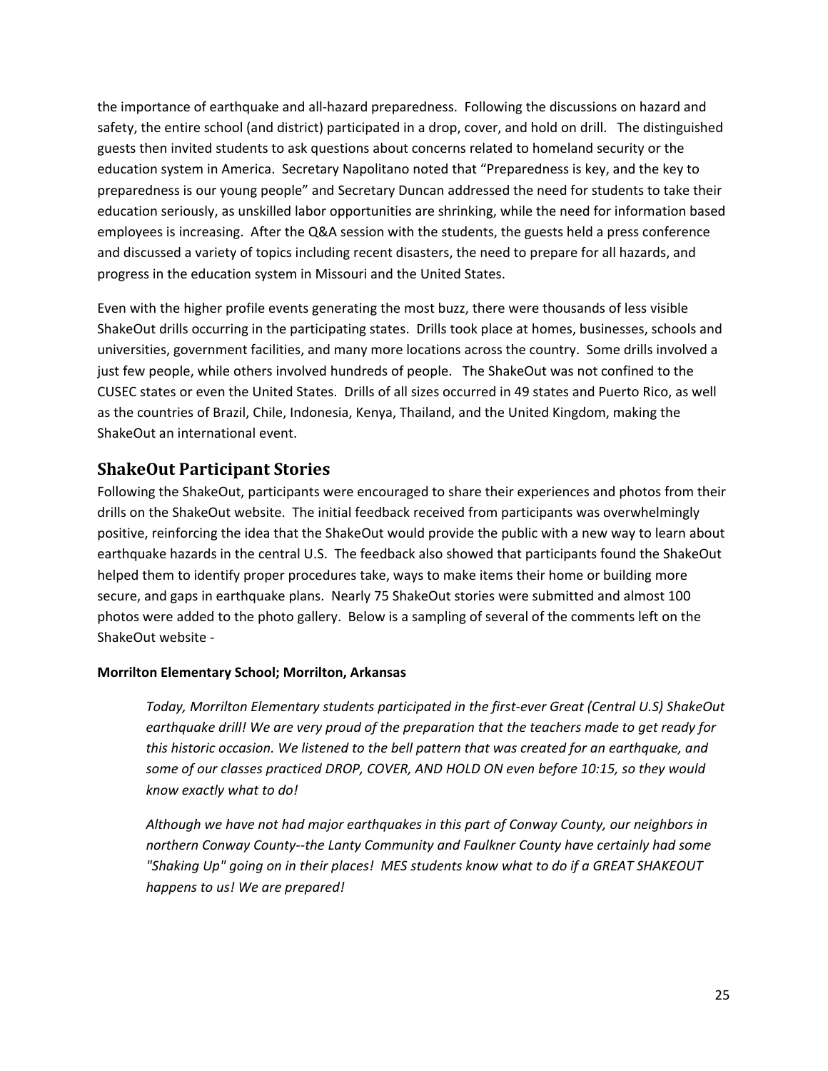the importance of earthquake and all-hazard preparedness. Following the discussions on hazard and safety, the entire school (and district) participated in a drop, cover, and hold on drill. The distinguished guests then invited students to ask questions about concerns related to homeland security or the education system in America. Secretary Napolitano noted that "Preparedness is key, and the key to preparedness is our young people" and Secretary Duncan addressed the need for students to take their education seriously, as unskilled labor opportunities are shrinking, while the need for information based employees is increasing. After the Q&A session with the students, the guests held a press conference and discussed a variety of topics including recent disasters, the need to prepare for all hazards, and progress in the education system in Missouri and the United States.

Even with the higher profile events generating the most buzz, there were thousands of less visible ShakeOut drills occurring in the participating states. Drills took place at homes, businesses, schools and universities, government facilities, and many more locations across the country. Some drills involved a just few people, while others involved hundreds of people. The ShakeOut was not confined to the CUSEC states or even the United States. Drills of all sizes occurred in 49 states and Puerto Rico, as well as the countries of Brazil, Chile, Indonesia, Kenya, Thailand, and the United Kingdom, making the ShakeOut an international event.

## ShakeOut Participant Stories

Following the ShakeOut, participants were encouraged to share their experiences and photos from their drills on the ShakeOut website. The initial feedback received from participants was overwhelmingly positive, reinforcing the idea that the ShakeOut would provide the public with a new way to learn about earthquake hazards in the central U.S. The feedback also showed that participants found the ShakeOut helped them to identify proper procedures take, ways to make items their home or building more secure, and gaps in earthquake plans. Nearly 75 ShakeOut stories were submitted and almost 100 photos were added to the photo gallery. Below is a sampling of several of the comments left on the ShakeOut website -

**Morrilton Elementary School; Morrilton, Arkansas**

> *Today, Morrilton Elementary students participated in the first-ever Great (Central U.S) ShakeOut earthquake drill! We are very proud of the preparation that the teachers made to get ready for this historic occasion. We listened to the bell pattern that was created for an earthquake, and some of our classes practiced DROP, COVER, AND HOLD ON even before 10:15, so they would know exactly what to do!*
>
> *Although we have not had major earthquakes in this part of Conway County, our neighbors in northern Conway County--the Lanty Community and Faulkner County have certainly had some "Shaking Up" going on in their places! MES students know what to do if a GREAT SHAKEOUT happens to us! We are prepared!*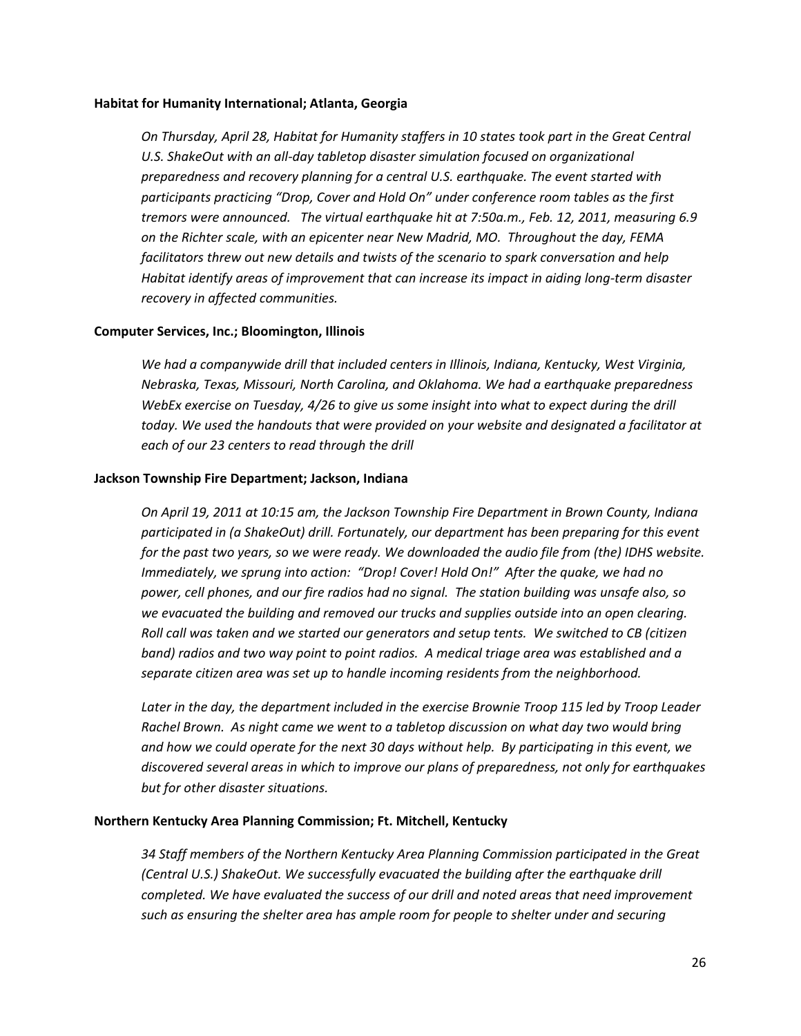**Habitat for Humanity International; Atlanta, Georgia**

*On Thursday, April 28, Habitat for Humanity staffers in 10 states took part in the Great Central U.S. ShakeOut with an all-day tabletop disaster simulation focused on organizational preparedness and recovery planning for a central U.S. earthquake. The event started with participants practicing "Drop, Cover and Hold On" under conference room tables as the first tremors were announced. The virtual earthquake hit at 7:50a.m., Feb. 12, 2011, measuring 6.9 on the Richter scale, with an epicenter near New Madrid, MO. Throughout the day, FEMA facilitators threw out new details and twists of the scenario to spark conversation and help Habitat identify areas of improvement that can increase its impact in aiding long-term disaster recovery in affected communities.*

**Computer Services, Inc.; Bloomington, Illinois**

*We had a companywide drill that included centers in Illinois, Indiana, Kentucky, West Virginia, Nebraska, Texas, Missouri, North Carolina, and Oklahoma. We had a earthquake preparedness WebEx exercise on Tuesday, 4/26 to give us some insight into what to expect during the drill today. We used the handouts that were provided on your website and designated a facilitator at each of our 23 centers to read through the drill*

**Jackson Township Fire Department; Jackson, Indiana**

*On April 19, 2011 at 10:15 am, the Jackson Township Fire Department in Brown County, Indiana participated in (a ShakeOut) drill. Fortunately, our department has been preparing for this event for the past two years, so we were ready. We downloaded the audio file from (the) IDHS website. Immediately, we sprung into action: "Drop! Cover! Hold On!" After the quake, we had no power, cell phones, and our fire radios had no signal. The station building was unsafe also, so we evacuated the building and removed our trucks and supplies outside into an open clearing. Roll call was taken and we started our generators and setup tents. We switched to CB (citizen band) radios and two way point to point radios. A medical triage area was established and a separate citizen area was set up to handle incoming residents from the neighborhood.*

*Later in the day, the department included in the exercise Brownie Troop 115 led by Troop Leader Rachel Brown. As night came we went to a tabletop discussion on what day two would bring and how we could operate for the next 30 days without help. By participating in this event, we discovered several areas in which to improve our plans of preparedness, not only for earthquakes but for other disaster situations.*

**Northern Kentucky Area Planning Commission; Ft. Mitchell, Kentucky**

*34 Staff members of the Northern Kentucky Area Planning Commission participated in the Great (Central U.S.) ShakeOut. We successfully evacuated the building after the earthquake drill completed. We have evaluated the success of our drill and noted areas that need improvement such as ensuring the shelter area has ample room for people to shelter under and securing*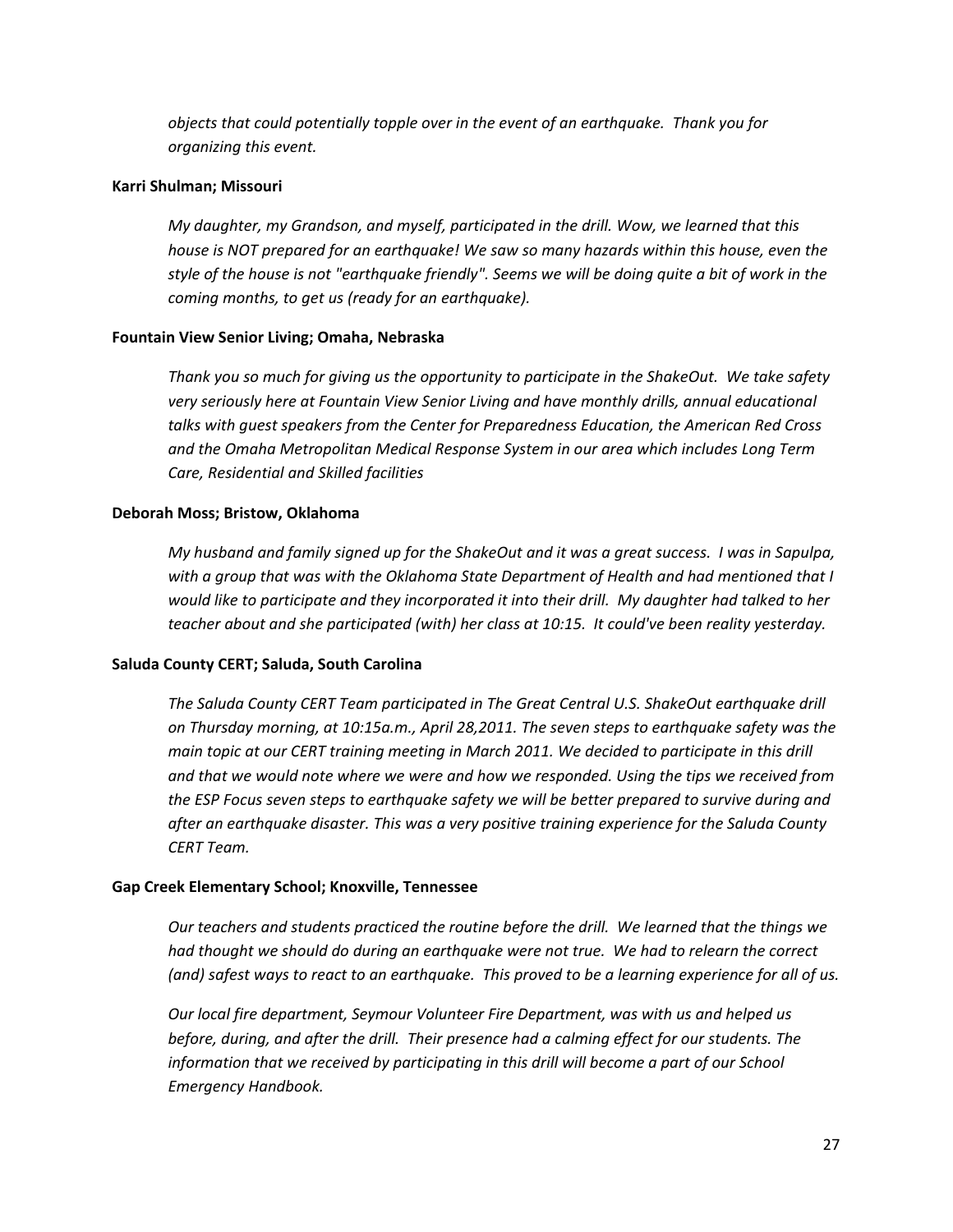*objects that could potentially topple over in the event of an earthquake. Thank you for organizing this event.*

**Karri Shulman; Missouri**

*My daughter, my Grandson, and myself, participated in the drill. Wow, we learned that this house is NOT prepared for an earthquake! We saw so many hazards within this house, even the style of the house is not "earthquake friendly". Seems we will be doing quite a bit of work in the coming months, to get us (ready for an earthquake).*

**Fountain View Senior Living; Omaha, Nebraska**

*Thank you so much for giving us the opportunity to participate in the ShakeOut. We take safety very seriously here at Fountain View Senior Living and have monthly drills, annual educational talks with guest speakers from the Center for Preparedness Education, the American Red Cross and the Omaha Metropolitan Medical Response System in our area which includes Long Term Care, Residential and Skilled facilities*

**Deborah Moss; Bristow, Oklahoma**

*My husband and family signed up for the ShakeOut and it was a great success. I was in Sapulpa, with a group that was with the Oklahoma State Department of Health and had mentioned that I would like to participate and they incorporated it into their drill. My daughter had talked to her teacher about and she participated (with) her class at 10:15. It could've been reality yesterday.*

**Saluda County CERT; Saluda, South Carolina**

*The Saluda County CERT Team participated in The Great Central U.S. ShakeOut earthquake drill on Thursday morning, at 10:15a.m., April 28,2011. The seven steps to earthquake safety was the main topic at our CERT training meeting in March 2011. We decided to participate in this drill and that we would note where we were and how we responded. Using the tips we received from the ESP Focus seven steps to earthquake safety we will be better prepared to survive during and after an earthquake disaster. This was a very positive training experience for the Saluda County CERT Team.*

**Gap Creek Elementary School; Knoxville, Tennessee**

*Our teachers and students practiced the routine before the drill. We learned that the things we had thought we should do during an earthquake were not true. We had to relearn the correct (and) safest ways to react to an earthquake. This proved to be a learning experience for all of us.*

*Our local fire department, Seymour Volunteer Fire Department, was with us and helped us before, during, and after the drill. Their presence had a calming effect for our students. The information that we received by participating in this drill will become a part of our School Emergency Handbook.*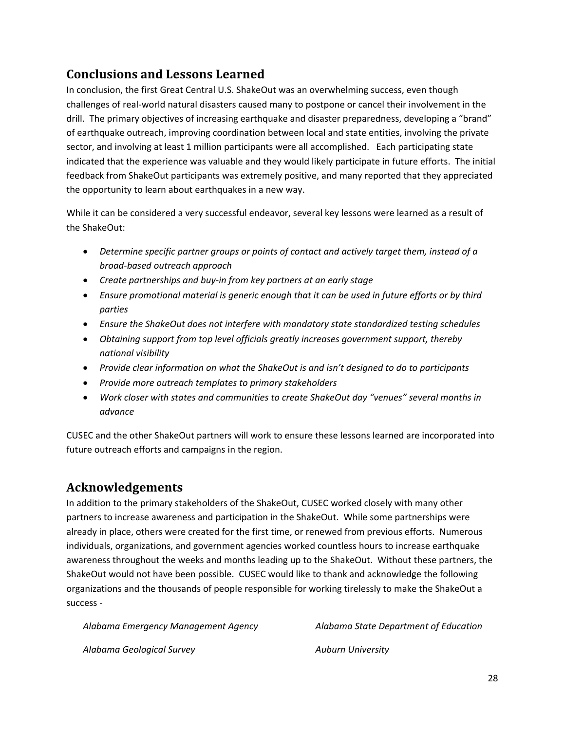## Conclusions and Lessons Learned

In conclusion, the first Great Central U.S. ShakeOut was an overwhelming success, even though challenges of real-world natural disasters caused many to postpone or cancel their involvement in the drill. The primary objectives of increasing earthquake and disaster preparedness, developing a "brand" of earthquake outreach, improving coordination between local and state entities, involving the private sector, and involving at least 1 million participants were all accomplished. Each participating state indicated that the experience was valuable and they would likely participate in future efforts. The initial feedback from ShakeOut participants was extremely positive, and many reported that they appreciated the opportunity to learn about earthquakes in a new way.

While it can be considered a very successful endeavor, several key lessons were learned as a result of the ShakeOut:

- *Determine specific partner groups or points of contact and actively target them, instead of a broad-based outreach approach*
- *Create partnerships and buy-in from key partners at an early stage*
- *Ensure promotional material is generic enough that it can be used in future efforts or by third parties*
- *Ensure the ShakeOut does not interfere with mandatory state standardized testing schedules*
- *Obtaining support from top level officials greatly increases government support, thereby national visibility*
- *Provide clear information on what the ShakeOut is and isn't designed to do to participants*
- *Provide more outreach templates to primary stakeholders*
- *Work closer with states and communities to create ShakeOut day "venues" several months in advance*

CUSEC and the other ShakeOut partners will work to ensure these lessons learned are incorporated into future outreach efforts and campaigns in the region.

## Acknowledgements

In addition to the primary stakeholders of the ShakeOut, CUSEC worked closely with many other partners to increase awareness and participation in the ShakeOut. While some partnerships were already in place, others were created for the first time, or renewed from previous efforts. Numerous individuals, organizations, and government agencies worked countless hours to increase earthquake awareness throughout the weeks and months leading up to the ShakeOut. Without these partners, the ShakeOut would not have been possible. CUSEC would like to thank and acknowledge the following organizations and the thousands of people responsible for working tirelessly to make the ShakeOut a success -

*Alabama Emergency Management Agency*

*Alabama State Department of Education*

*Alabama Geological Survey*

*Auburn University*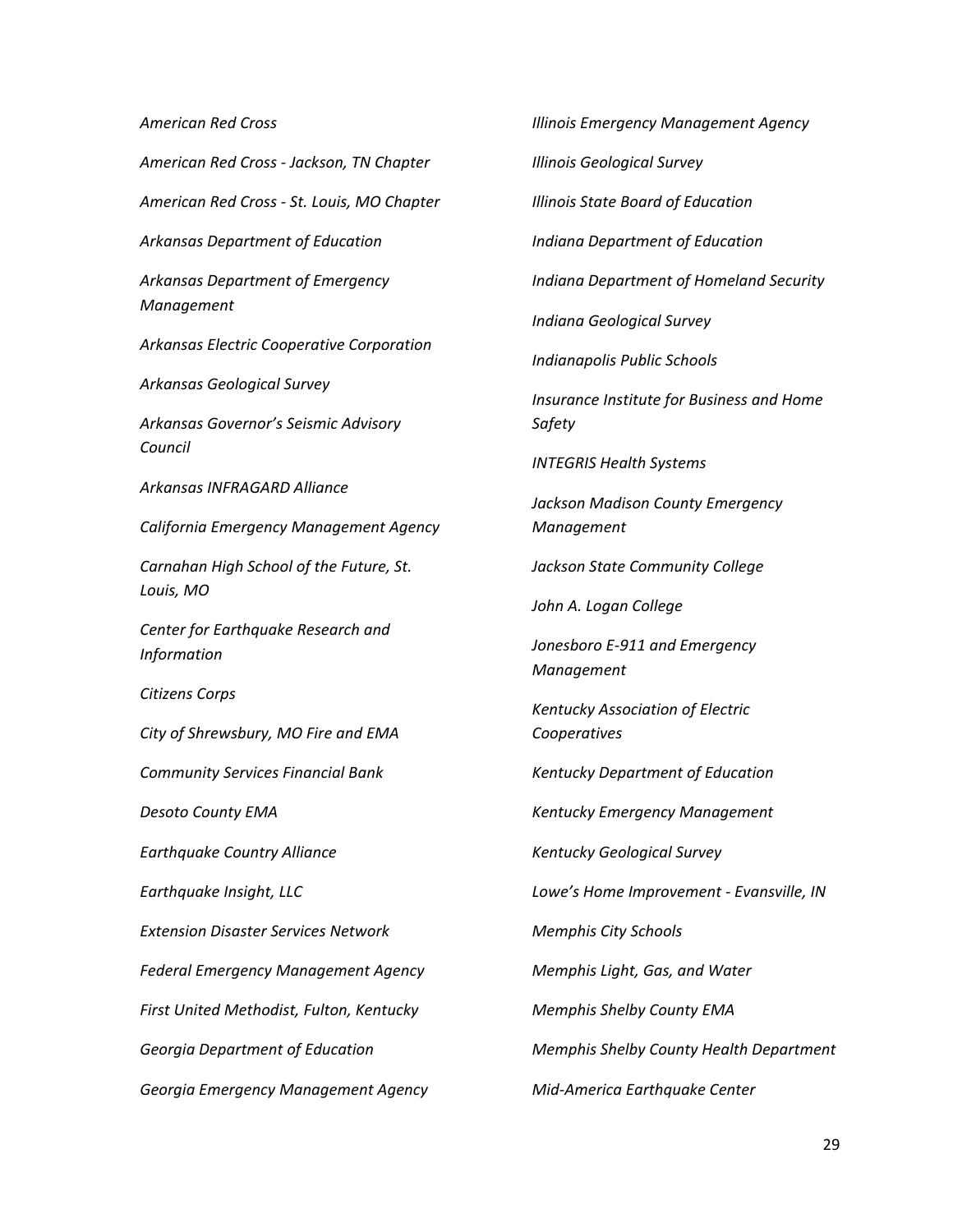*American Red Cross*

*American Red Cross - Jackson, TN Chapter*

*American Red Cross - St. Louis, MO Chapter*

*Arkansas Department of Education*

*Arkansas Department of Emergency Management*

*Arkansas Electric Cooperative Corporation*

*Arkansas Geological Survey*

*Arkansas Governor's Seismic Advisory Council*

*Arkansas INFRAGARD Alliance*

*California Emergency Management Agency*

*Carnahan High School of the Future, St. Louis, MO*

*Center for Earthquake Research and Information*

*Citizens Corps*

*City of Shrewsbury, MO Fire and EMA*

*Community Services Financial Bank*

*Desoto County EMA*

*Earthquake Country Alliance*

*Earthquake Insight, LLC*

*Extension Disaster Services Network*

*Federal Emergency Management Agency*

*First United Methodist, Fulton, Kentucky*

*Georgia Department of Education*

*Georgia Emergency Management Agency*

*Illinois Emergency Management Agency*

*Illinois Geological Survey*

*Illinois State Board of Education*

*Indiana Department of Education*

*Indiana Department of Homeland Security*

*Indiana Geological Survey*

*Indianapolis Public Schools*

*Insurance Institute for Business and Home Safety*

*INTEGRIS Health Systems*

*Jackson Madison County Emergency Management*

*Jackson State Community College*

*John A. Logan College*

*Jonesboro E-911 and Emergency Management*

*Kentucky Association of Electric Cooperatives*

*Kentucky Department of Education*

*Kentucky Emergency Management*

*Kentucky Geological Survey*

*Lowe's Home Improvement - Evansville, IN*

*Memphis City Schools*

*Memphis Light, Gas, and Water*

*Memphis Shelby County EMA*

*Memphis Shelby County Health Department*

*Mid-America Earthquake Center*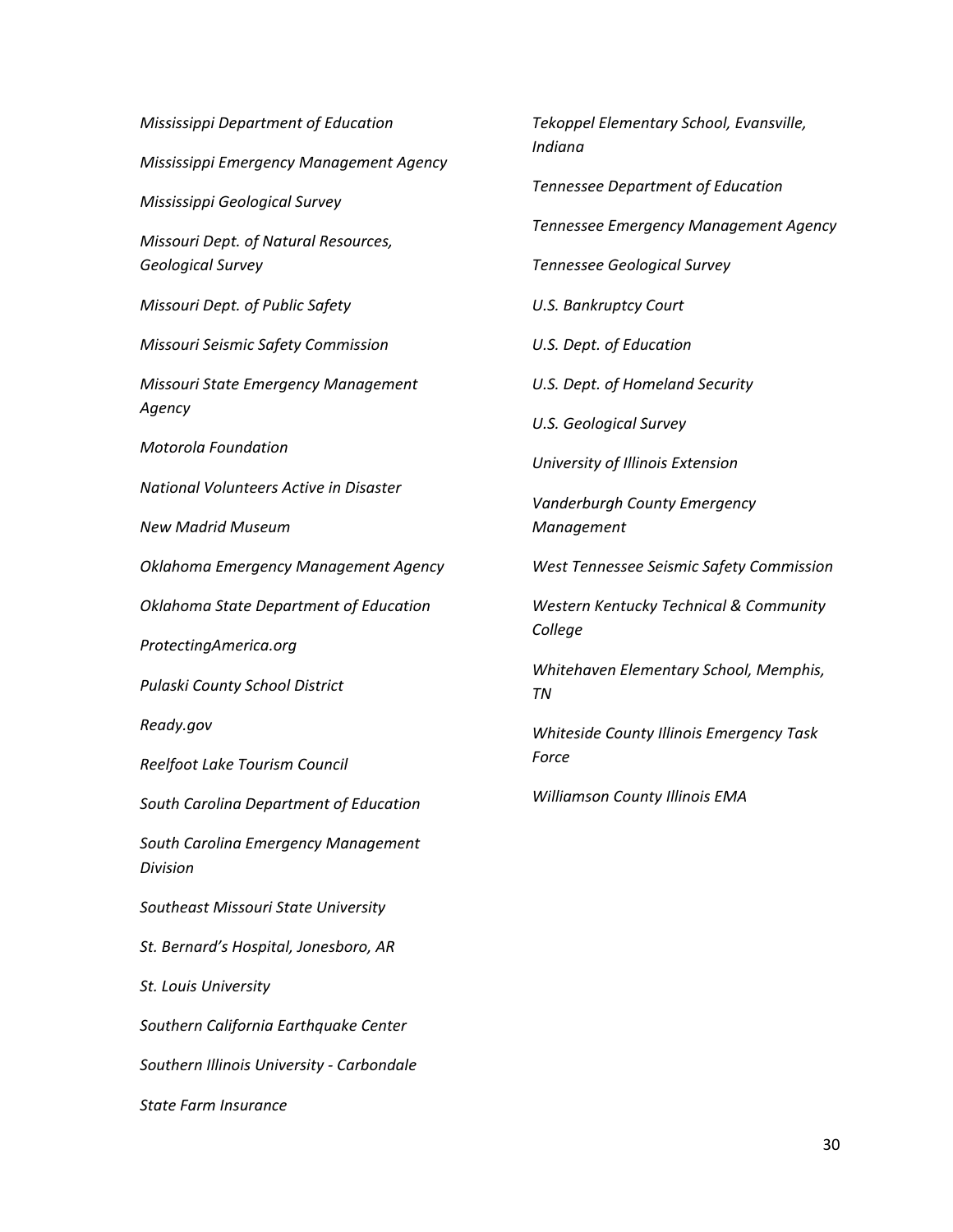*Mississippi Department of Education*

*Mississippi Emergency Management Agency*

*Mississippi Geological Survey*

*Missouri Dept. of Natural Resources, Geological Survey*

*Missouri Dept. of Public Safety*

*Missouri Seismic Safety Commission*

*Missouri State Emergency Management Agency*

*Motorola Foundation*

*National Volunteers Active in Disaster*

*New Madrid Museum*

*Oklahoma Emergency Management Agency*

*Oklahoma State Department of Education*

*ProtectingAmerica.org*

*Pulaski County School District*

*Ready.gov*

*Reelfoot Lake Tourism Council*

*South Carolina Department of Education*

*South Carolina Emergency Management Division*

*Southeast Missouri State University*

*St. Bernard's Hospital, Jonesboro, AR*

*St. Louis University*

*Southern California Earthquake Center*

*Southern Illinois University - Carbondale*

*State Farm Insurance*

*Tekoppel Elementary School, Evansville, Indiana*

*Tennessee Department of Education*

*Tennessee Emergency Management Agency*

*Tennessee Geological Survey*

*U.S. Bankruptcy Court*

*U.S. Dept. of Education*

*U.S. Dept. of Homeland Security*

*U.S. Geological Survey*

*University of Illinois Extension*

*Vanderburgh County Emergency Management*

*West Tennessee Seismic Safety Commission*

*Western Kentucky Technical & Community College*

*Whitehaven Elementary School, Memphis, TN*

*Whiteside County Illinois Emergency Task Force*

*Williamson County Illinois EMA*